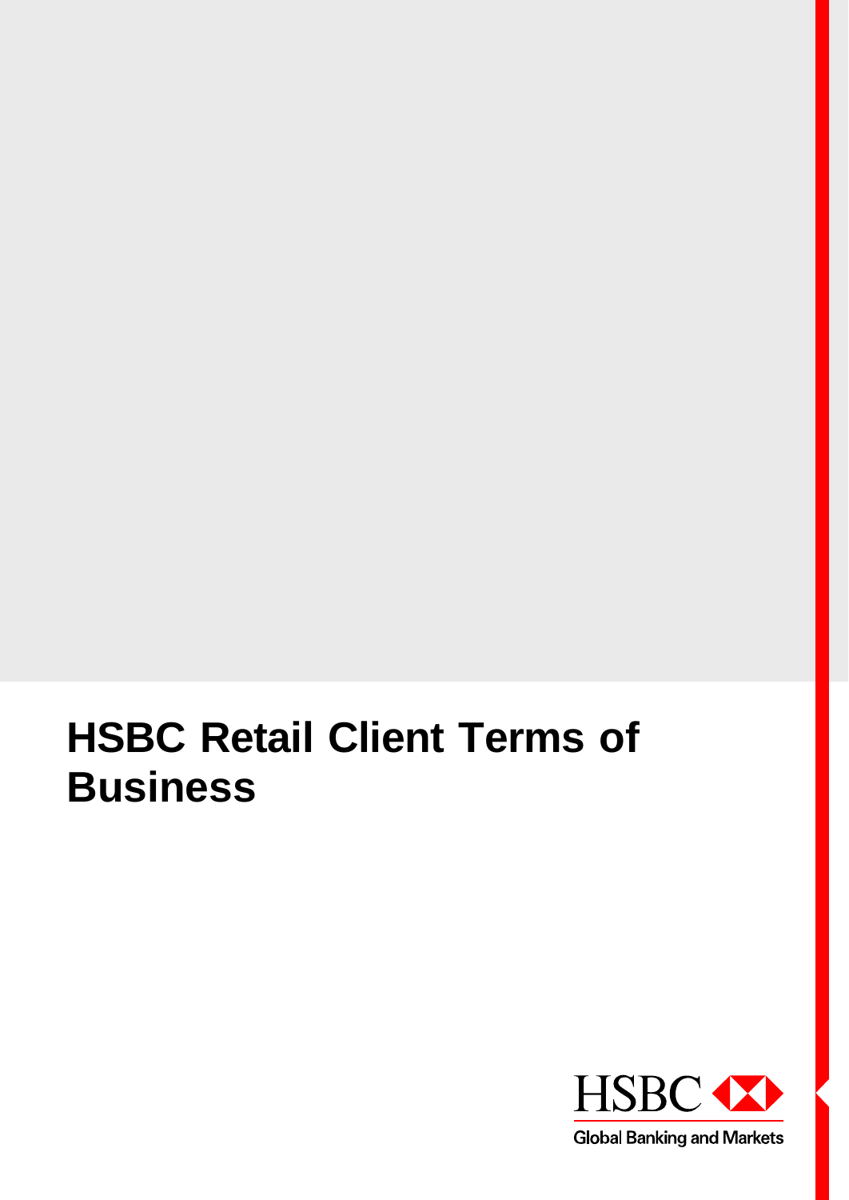# HSBC Retail Client Terms of Business

HSBC

Global Banking and Markets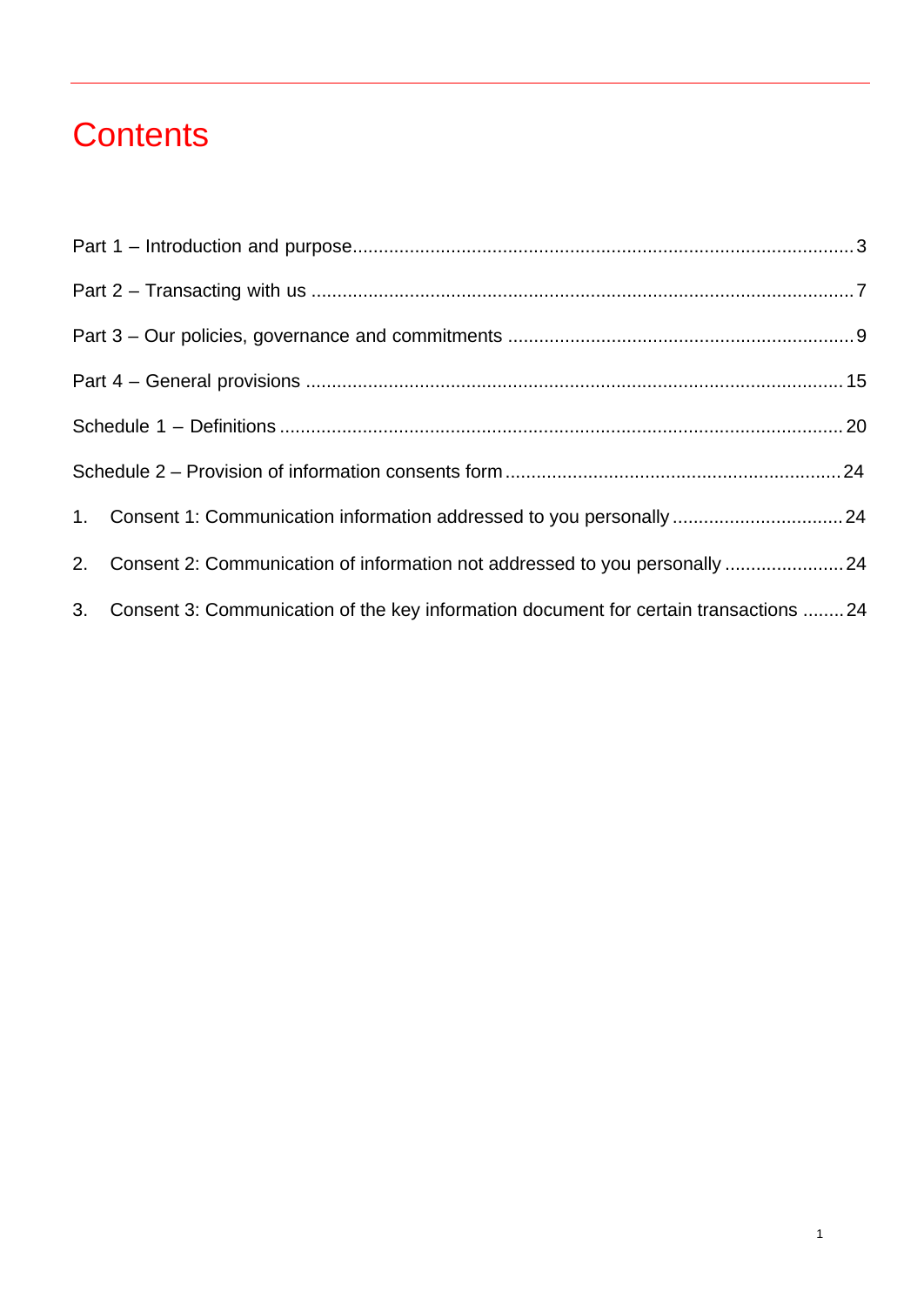# Contents

Part 1 – Introduction and purpose ........................................................................................... 3

Part 2 – Transacting with us ..................................................................................................... 7

Part 3 – Our policies, governance and commitments ............................................................... 9

Part 4 – General provisions ..................................................................................................... 15

Schedule 1 – Definitions ........................................................................................................... 20

Schedule 2 – Provision of information consents form .............................................................. 24

1. Consent 1: Communication information addressed to you personally ................................ 24

2. Consent 2: Communication of information not addressed to you personally ....................... 24

3. Consent 3: Communication of the key information document for certain transactions ........ 24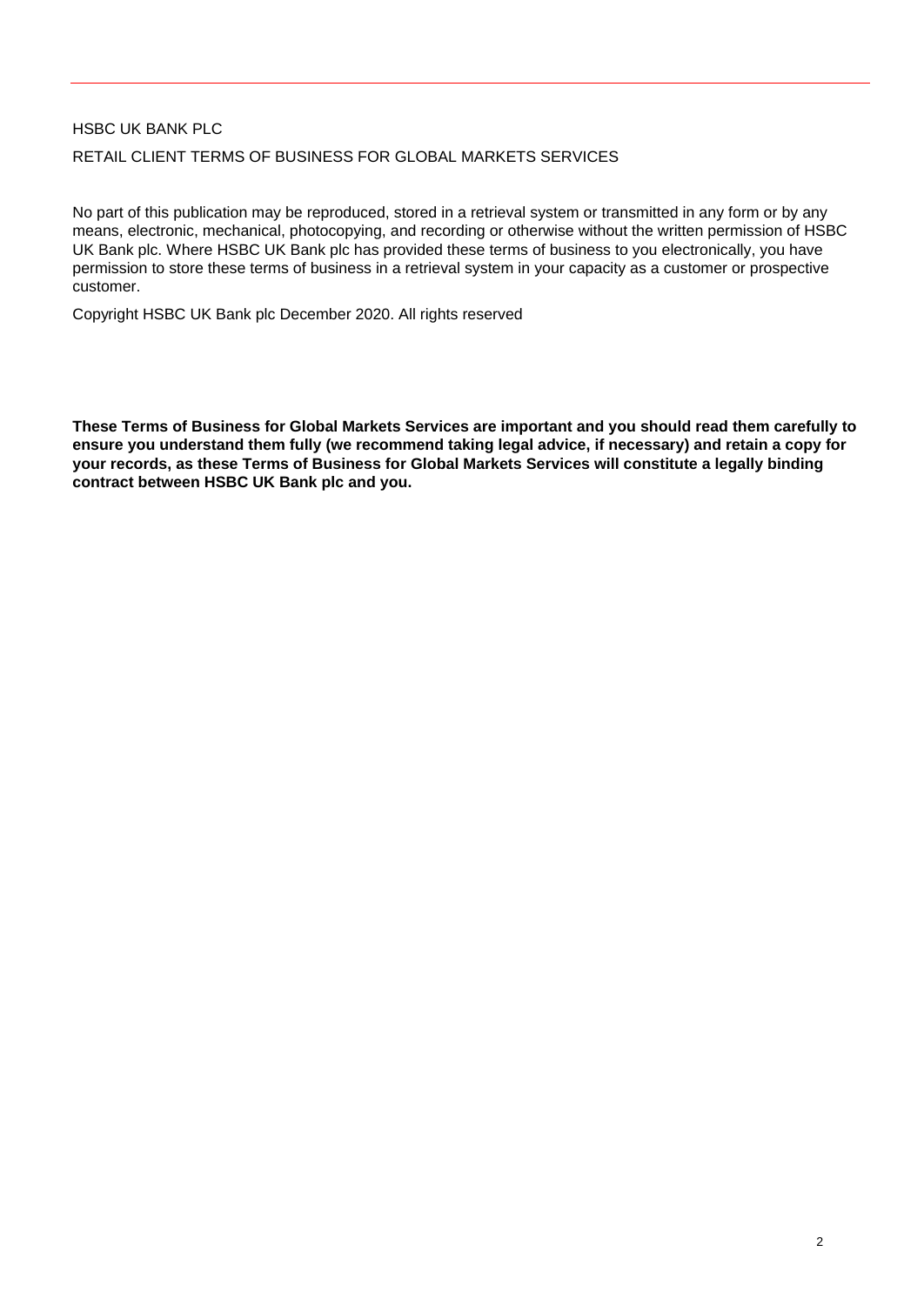HSBC UK BANK PLC

RETAIL CLIENT TERMS OF BUSINESS FOR GLOBAL MARKETS SERVICES

No part of this publication may be reproduced, stored in a retrieval system or transmitted in any form or by any means, electronic, mechanical, photocopying, and recording or otherwise without the written permission of HSBC UK Bank plc. Where HSBC UK Bank plc has provided these terms of business to you electronically, you have permission to store these terms of business in a retrieval system in your capacity as a customer or prospective customer.

Copyright HSBC UK Bank plc December 2020. All rights reserved

**These Terms of Business for Global Markets Services are important and you should read them carefully to ensure you understand them fully (we recommend taking legal advice, if necessary) and retain a copy for your records, as these Terms of Business for Global Markets Services will constitute a legally binding contract between HSBC UK Bank plc and you.**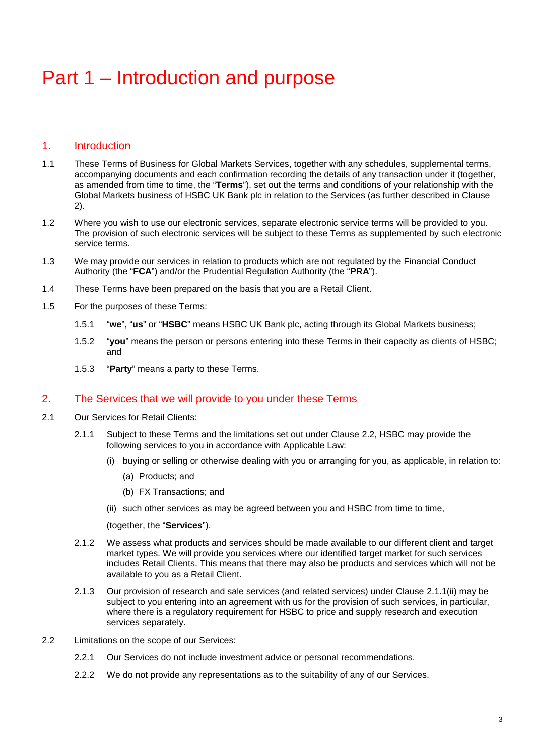# Part 1 – Introduction and purpose

## 1. Introduction

1.1 These Terms of Business for Global Markets Services, together with any schedules, supplemental terms, accompanying documents and each confirmation recording the details of any transaction under it (together, as amended from time to time, the "**Terms**"), set out the terms and conditions of your relationship with the Global Markets business of HSBC UK Bank plc in relation to the Services (as further described in Clause 2).

1.2 Where you wish to use our electronic services, separate electronic service terms will be provided to you. The provision of such electronic services will be subject to these Terms as supplemented by such electronic service terms.

1.3 We may provide our services in relation to products which are not regulated by the Financial Conduct Authority (the "**FCA**") and/or the Prudential Regulation Authority (the "**PRA**").

1.4 These Terms have been prepared on the basis that you are a Retail Client.

1.5 For the purposes of these Terms:

1.5.1 "**we**", "**us**" or "**HSBC**" means HSBC UK Bank plc, acting through its Global Markets business;

1.5.2 "**you**" means the person or persons entering into these Terms in their capacity as clients of HSBC; and

1.5.3 "**Party**" means a party to these Terms.

## 2. The Services that we will provide to you under these Terms

2.1 Our Services for Retail Clients:

2.1.1 Subject to these Terms and the limitations set out under Clause 2.2, HSBC may provide the following services to you in accordance with Applicable Law:

(i) buying or selling or otherwise dealing with you or arranging for you, as applicable, in relation to:

(a) Products; and

(b) FX Transactions; and

(ii) such other services as may be agreed between you and HSBC from time to time,

(together, the "**Services**").

2.1.2 We assess what products and services should be made available to our different client and target market types. We will provide you services where our identified target market for such services includes Retail Clients. This means that there may also be products and services which will not be available to you as a Retail Client.

2.1.3 Our provision of research and sale services (and related services) under Clause 2.1.1(ii) may be subject to you entering into an agreement with us for the provision of such services, in particular, where there is a regulatory requirement for HSBC to price and supply research and execution services separately.

2.2 Limitations on the scope of our Services:

2.2.1 Our Services do not include investment advice or personal recommendations.

2.2.2 We do not provide any representations as to the suitability of any of our Services.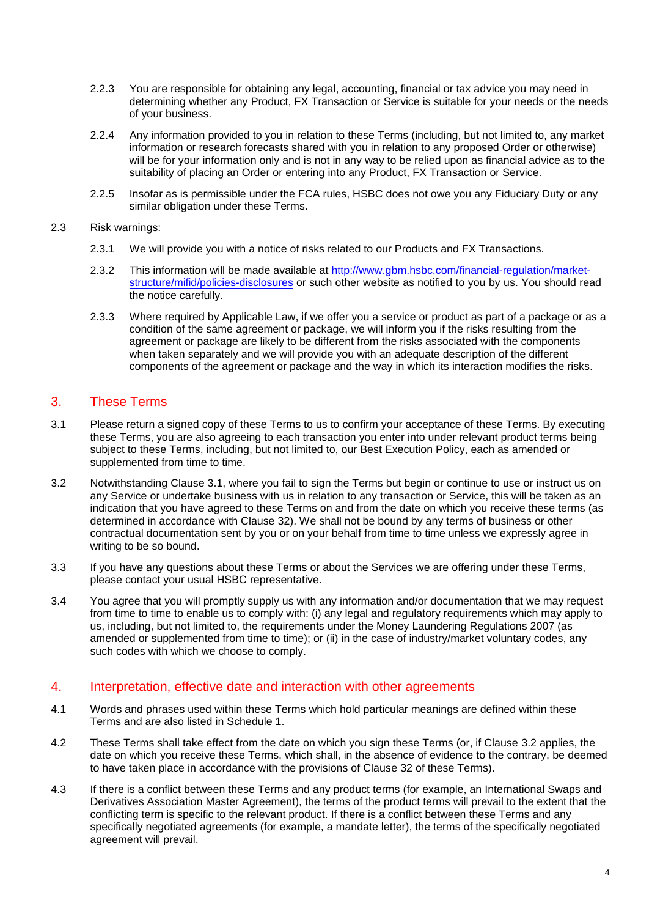2.2.3 You are responsible for obtaining any legal, accounting, financial or tax advice you may need in determining whether any Product, FX Transaction or Service is suitable for your needs or the needs of your business.

2.2.4 Any information provided to you in relation to these Terms (including, but not limited to, any market information or research forecasts shared with you in relation to any proposed Order or otherwise) will be for your information only and is not in any way to be relied upon as financial advice as to the suitability of placing an Order or entering into any Product, FX Transaction or Service.

2.2.5 Insofar as is permissible under the FCA rules, HSBC does not owe you any Fiduciary Duty or any similar obligation under these Terms.

2.3 Risk warnings:

2.3.1 We will provide you with a notice of risks related to our Products and FX Transactions.

2.3.2 This information will be made available at [http://www.gbm.hsbc.com/financial-regulation/market-structure/mifid/policies-disclosures](http://www.gbm.hsbc.com/financial-regulation/market-structure/mifid/policies-disclosures) or such other website as notified to you by us. You should read the notice carefully.

2.3.3 Where required by Applicable Law, if we offer you a service or product as part of a package or as a condition of the same agreement or package, we will inform you if the risks resulting from the agreement or package are likely to be different from the risks associated with the components when taken separately and we will provide you with an adequate description of the different components of the agreement or package and the way in which its interaction modifies the risks.

## 3. These Terms

3.1 Please return a signed copy of these Terms to us to confirm your acceptance of these Terms. By executing these Terms, you are also agreeing to each transaction you enter into under relevant product terms being subject to these Terms, including, but not limited to, our Best Execution Policy, each as amended or supplemented from time to time.

3.2 Notwithstanding Clause 3.1, where you fail to sign the Terms but begin or continue to use or instruct us on any Service or undertake business with us in relation to any transaction or Service, this will be taken as an indication that you have agreed to these Terms on and from the date on which you receive these terms (as determined in accordance with Clause 32). We shall not be bound by any terms of business or other contractual documentation sent by you or on your behalf from time to time unless we expressly agree in writing to be so bound.

3.3 If you have any questions about these Terms or about the Services we are offering under these Terms, please contact your usual HSBC representative.

3.4 You agree that you will promptly supply us with any information and/or documentation that we may request from time to time to enable us to comply with: (i) any legal and regulatory requirements which may apply to us, including, but not limited to, the requirements under the Money Laundering Regulations 2007 (as amended or supplemented from time to time); or (ii) in the case of industry/market voluntary codes, any such codes with which we choose to comply.

## 4. Interpretation, effective date and interaction with other agreements

4.1 Words and phrases used within these Terms which hold particular meanings are defined within these Terms and are also listed in Schedule 1.

4.2 These Terms shall take effect from the date on which you sign these Terms (or, if Clause 3.2 applies, the date on which you receive these Terms, which shall, in the absence of evidence to the contrary, be deemed to have taken place in accordance with the provisions of Clause 32 of these Terms).

4.3 If there is a conflict between these Terms and any product terms (for example, an International Swaps and Derivatives Association Master Agreement), the terms of the product terms will prevail to the extent that the conflicting term is specific to the relevant product. If there is a conflict between these Terms and any specifically negotiated agreements (for example, a mandate letter), the terms of the specifically negotiated agreement will prevail.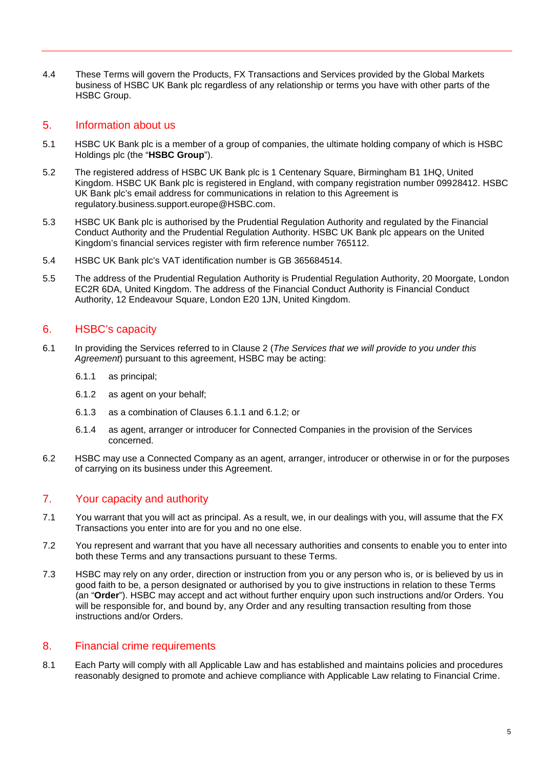4.4 These Terms will govern the Products, FX Transactions and Services provided by the Global Markets business of HSBC UK Bank plc regardless of any relationship or terms you have with other parts of the HSBC Group.

## 5. Information about us

5.1 HSBC UK Bank plc is a member of a group of companies, the ultimate holding company of which is HSBC Holdings plc (the "**HSBC Group**").

5.2 The registered address of HSBC UK Bank plc is 1 Centenary Square, Birmingham B1 1HQ, United Kingdom. HSBC UK Bank plc is registered in England, with company registration number 09928412. HSBC UK Bank plc's email address for communications in relation to this Agreement is regulatory.business.support.europe@HSBC.com.

5.3 HSBC UK Bank plc is authorised by the Prudential Regulation Authority and regulated by the Financial Conduct Authority and the Prudential Regulation Authority. HSBC UK Bank plc appears on the United Kingdom's financial services register with firm reference number 765112.

5.4 HSBC UK Bank plc's VAT identification number is GB 365684514.

5.5 The address of the Prudential Regulation Authority is Prudential Regulation Authority, 20 Moorgate, London EC2R 6DA, United Kingdom. The address of the Financial Conduct Authority is Financial Conduct Authority, 12 Endeavour Square, London E20 1JN, United Kingdom.

## 6. HSBC's capacity

6.1 In providing the Services referred to in Clause 2 (*The Services that we will provide to you under this Agreement*) pursuant to this agreement, HSBC may be acting:

6.1.1 as principal;

6.1.2 as agent on your behalf;

6.1.3 as a combination of Clauses 6.1.1 and 6.1.2; or

6.1.4 as agent, arranger or introducer for Connected Companies in the provision of the Services concerned.

6.2 HSBC may use a Connected Company as an agent, arranger, introducer or otherwise in or for the purposes of carrying on its business under this Agreement.

## 7. Your capacity and authority

7.1 You warrant that you will act as principal. As a result, we, in our dealings with you, will assume that the FX Transactions you enter into are for you and no one else.

7.2 You represent and warrant that you have all necessary authorities and consents to enable you to enter into both these Terms and any transactions pursuant to these Terms.

7.3 HSBC may rely on any order, direction or instruction from you or any person who is, or is believed by us in good faith to be, a person designated or authorised by you to give instructions in relation to these Terms (an "**Order**"). HSBC may accept and act without further enquiry upon such instructions and/or Orders. You will be responsible for, and bound by, any Order and any resulting transaction resulting from those instructions and/or Orders.

## 8. Financial crime requirements

8.1 Each Party will comply with all Applicable Law and has established and maintains policies and procedures reasonably designed to promote and achieve compliance with Applicable Law relating to Financial Crime.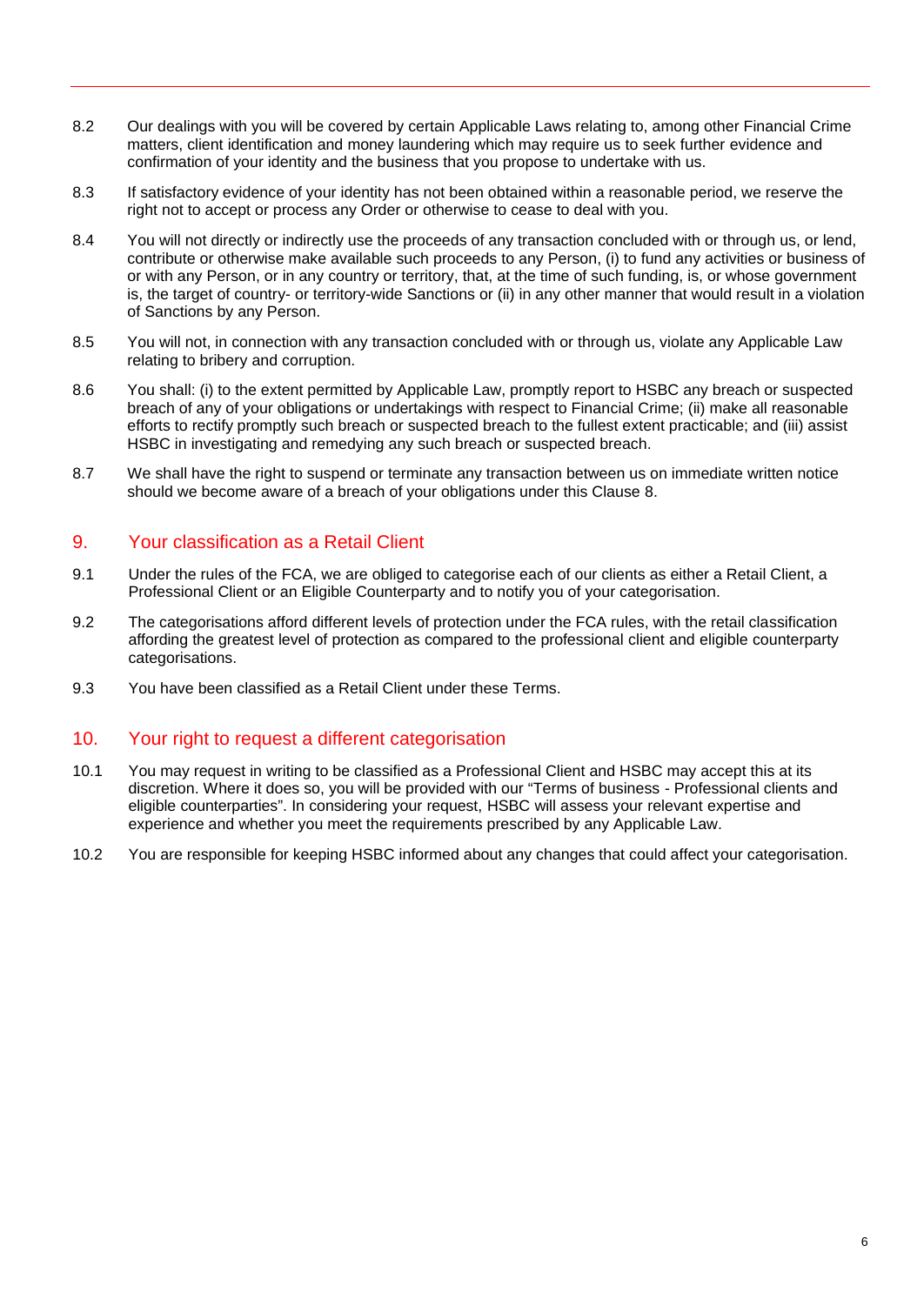8.2 Our dealings with you will be covered by certain Applicable Laws relating to, among other Financial Crime matters, client identification and money laundering which may require us to seek further evidence and confirmation of your identity and the business that you propose to undertake with us.

8.3 If satisfactory evidence of your identity has not been obtained within a reasonable period, we reserve the right not to accept or process any Order or otherwise to cease to deal with you.

8.4 You will not directly or indirectly use the proceeds of any transaction concluded with or through us, or lend, contribute or otherwise make available such proceeds to any Person, (i) to fund any activities or business of or with any Person, or in any country or territory, that, at the time of such funding, is, or whose government is, the target of country- or territory-wide Sanctions or (ii) in any other manner that would result in a violation of Sanctions by any Person.

8.5 You will not, in connection with any transaction concluded with or through us, violate any Applicable Law relating to bribery and corruption.

8.6 You shall: (i) to the extent permitted by Applicable Law, promptly report to HSBC any breach or suspected breach of any of your obligations or undertakings with respect to Financial Crime; (ii) make all reasonable efforts to rectify promptly such breach or suspected breach to the fullest extent practicable; and (iii) assist HSBC in investigating and remedying any such breach or suspected breach.

8.7 We shall have the right to suspend or terminate any transaction between us on immediate written notice should we become aware of a breach of your obligations under this Clause 8.

## 9. Your classification as a Retail Client

9.1 Under the rules of the FCA, we are obliged to categorise each of our clients as either a Retail Client, a Professional Client or an Eligible Counterparty and to notify you of your categorisation.

9.2 The categorisations afford different levels of protection under the FCA rules, with the retail classification affording the greatest level of protection as compared to the professional client and eligible counterparty categorisations.

9.3 You have been classified as a Retail Client under these Terms.

## 10. Your right to request a different categorisation

10.1 You may request in writing to be classified as a Professional Client and HSBC may accept this at its discretion. Where it does so, you will be provided with our "Terms of business - Professional clients and eligible counterparties". In considering your request, HSBC will assess your relevant expertise and experience and whether you meet the requirements prescribed by any Applicable Law.

10.2 You are responsible for keeping HSBC informed about any changes that could affect your categorisation.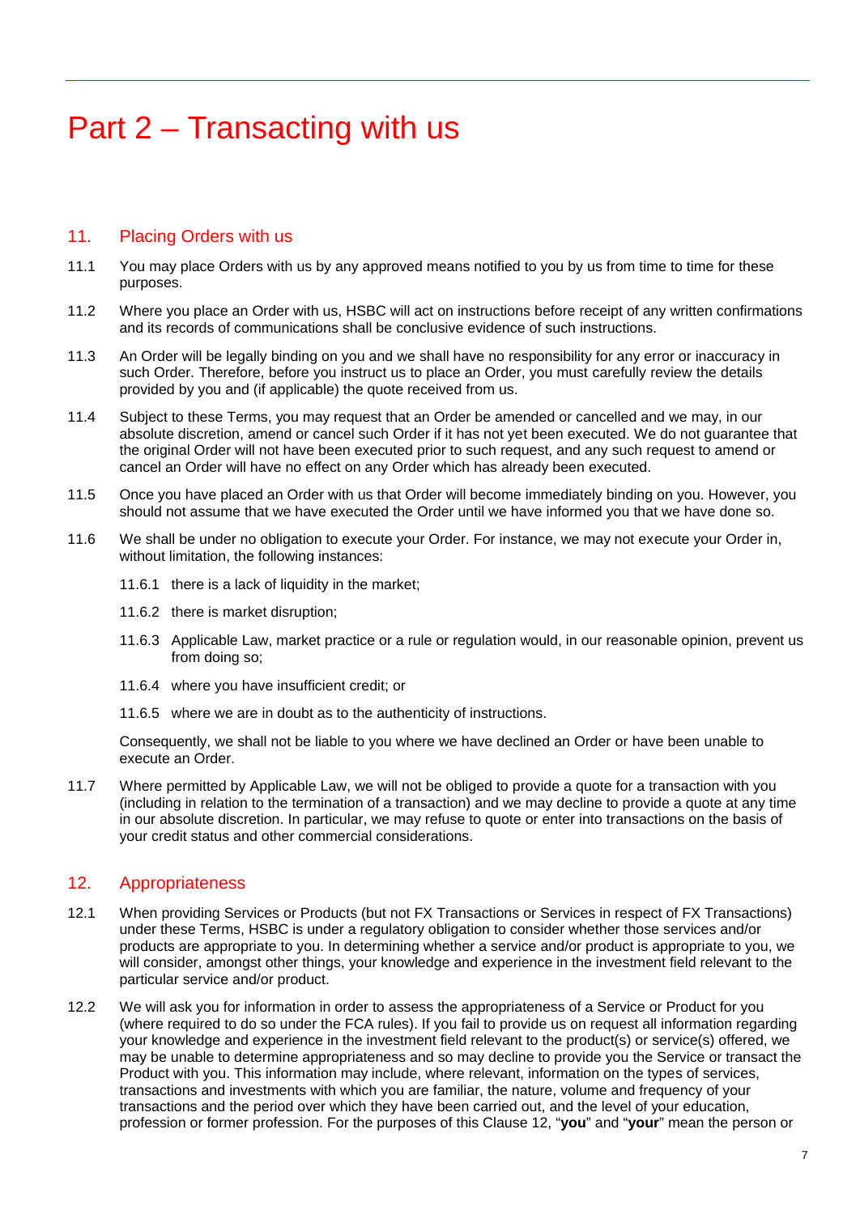# Part 2 – Transacting with us

## 11. Placing Orders with us

11.1 You may place Orders with us by any approved means notified to you by us from time to time for these purposes.

11.2 Where you place an Order with us, HSBC will act on instructions before receipt of any written confirmations and its records of communications shall be conclusive evidence of such instructions.

11.3 An Order will be legally binding on you and we shall have no responsibility for any error or inaccuracy in such Order. Therefore, before you instruct us to place an Order, you must carefully review the details provided by you and (if applicable) the quote received from us.

11.4 Subject to these Terms, you may request that an Order be amended or cancelled and we may, in our absolute discretion, amend or cancel such Order if it has not yet been executed. We do not guarantee that the original Order will not have been executed prior to such request, and any such request to amend or cancel an Order will have no effect on any Order which has already been executed.

11.5 Once you have placed an Order with us that Order will become immediately binding on you. However, you should not assume that we have executed the Order until we have informed you that we have done so.

11.6 We shall be under no obligation to execute your Order. For instance, we may not execute your Order in, without limitation, the following instances:

11.6.1 there is a lack of liquidity in the market;

11.6.2 there is market disruption;

11.6.3 Applicable Law, market practice or a rule or regulation would, in our reasonable opinion, prevent us from doing so;

11.6.4 where you have insufficient credit; or

11.6.5 where we are in doubt as to the authenticity of instructions.

Consequently, we shall not be liable to you where we have declined an Order or have been unable to execute an Order.

11.7 Where permitted by Applicable Law, we will not be obliged to provide a quote for a transaction with you (including in relation to the termination of a transaction) and we may decline to provide a quote at any time in our absolute discretion. In particular, we may refuse to quote or enter into transactions on the basis of your credit status and other commercial considerations.

## 12. Appropriateness

12.1 When providing Services or Products (but not FX Transactions or Services in respect of FX Transactions) under these Terms, HSBC is under a regulatory obligation to consider whether those services and/or products are appropriate to you. In determining whether a service and/or product is appropriate to you, we will consider, amongst other things, your knowledge and experience in the investment field relevant to the particular service and/or product.

12.2 We will ask you for information in order to assess the appropriateness of a Service or Product for you (where required to do so under the FCA rules). If you fail to provide us on request all information regarding your knowledge and experience in the investment field relevant to the product(s) or service(s) offered, we may be unable to determine appropriateness and so may decline to provide you the Service or transact the Product with you. This information may include, where relevant, information on the types of services, transactions and investments with which you are familiar, the nature, volume and frequency of your transactions and the period over which they have been carried out, and the level of your education, profession or former profession. For the purposes of this Clause 12, "**you**" and "**your**" mean the person or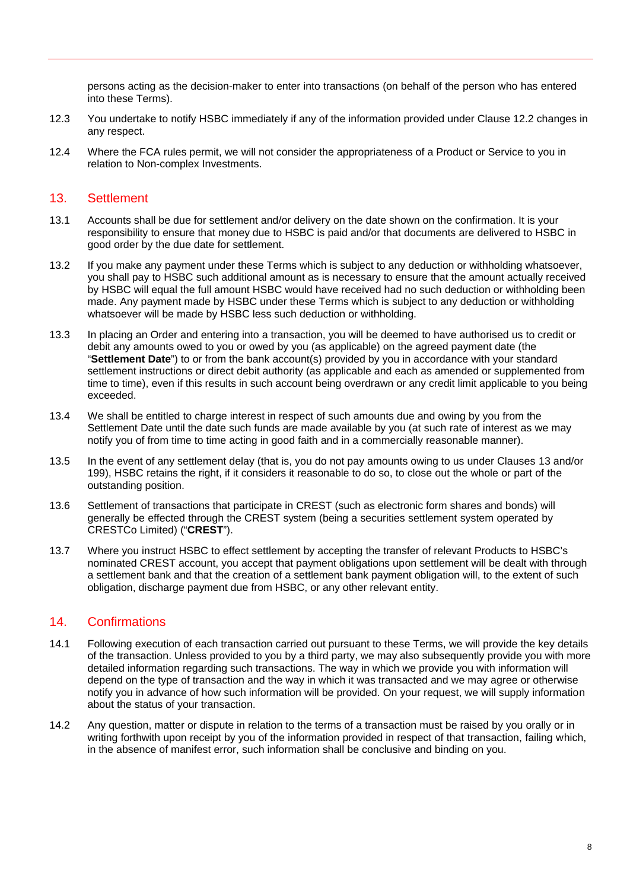persons acting as the decision-maker to enter into transactions (on behalf of the person who has entered into these Terms).

12.3 You undertake to notify HSBC immediately if any of the information provided under Clause 12.2 changes in any respect.

12.4 Where the FCA rules permit, we will not consider the appropriateness of a Product or Service to you in relation to Non-complex Investments.

## 13. Settlement

13.1 Accounts shall be due for settlement and/or delivery on the date shown on the confirmation. It is your responsibility to ensure that money due to HSBC is paid and/or that documents are delivered to HSBC in good order by the due date for settlement.

13.2 If you make any payment under these Terms which is subject to any deduction or withholding whatsoever, you shall pay to HSBC such additional amount as is necessary to ensure that the amount actually received by HSBC will equal the full amount HSBC would have received had no such deduction or withholding been made. Any payment made by HSBC under these Terms which is subject to any deduction or withholding whatsoever will be made by HSBC less such deduction or withholding.

13.3 In placing an Order and entering into a transaction, you will be deemed to have authorised us to credit or debit any amounts owed to you or owed by you (as applicable) on the agreed payment date (the "**Settlement Date**") to or from the bank account(s) provided by you in accordance with your standard settlement instructions or direct debit authority (as applicable and each as amended or supplemented from time to time), even if this results in such account being overdrawn or any credit limit applicable to you being exceeded.

13.4 We shall be entitled to charge interest in respect of such amounts due and owing by you from the Settlement Date until the date such funds are made available by you (at such rate of interest as we may notify you of from time to time acting in good faith and in a commercially reasonable manner).

13.5 In the event of any settlement delay (that is, you do not pay amounts owing to us under Clauses 13 and/or 199), HSBC retains the right, if it considers it reasonable to do so, to close out the whole or part of the outstanding position.

13.6 Settlement of transactions that participate in CREST (such as electronic form shares and bonds) will generally be effected through the CREST system (being a securities settlement system operated by CRESTCo Limited) ("**CREST**").

13.7 Where you instruct HSBC to effect settlement by accepting the transfer of relevant Products to HSBC's nominated CREST account, you accept that payment obligations upon settlement will be dealt with through a settlement bank and that the creation of a settlement bank payment obligation will, to the extent of such obligation, discharge payment due from HSBC, or any other relevant entity.

## 14. Confirmations

14.1 Following execution of each transaction carried out pursuant to these Terms, we will provide the key details of the transaction. Unless provided to you by a third party, we may also subsequently provide you with more detailed information regarding such transactions. The way in which we provide you with information will depend on the type of transaction and the way in which it was transacted and we may agree or otherwise notify you in advance of how such information will be provided. On your request, we will supply information about the status of your transaction.

14.2 Any question, matter or dispute in relation to the terms of a transaction must be raised by you orally or in writing forthwith upon receipt by you of the information provided in respect of that transaction, failing which, in the absence of manifest error, such information shall be conclusive and binding on you.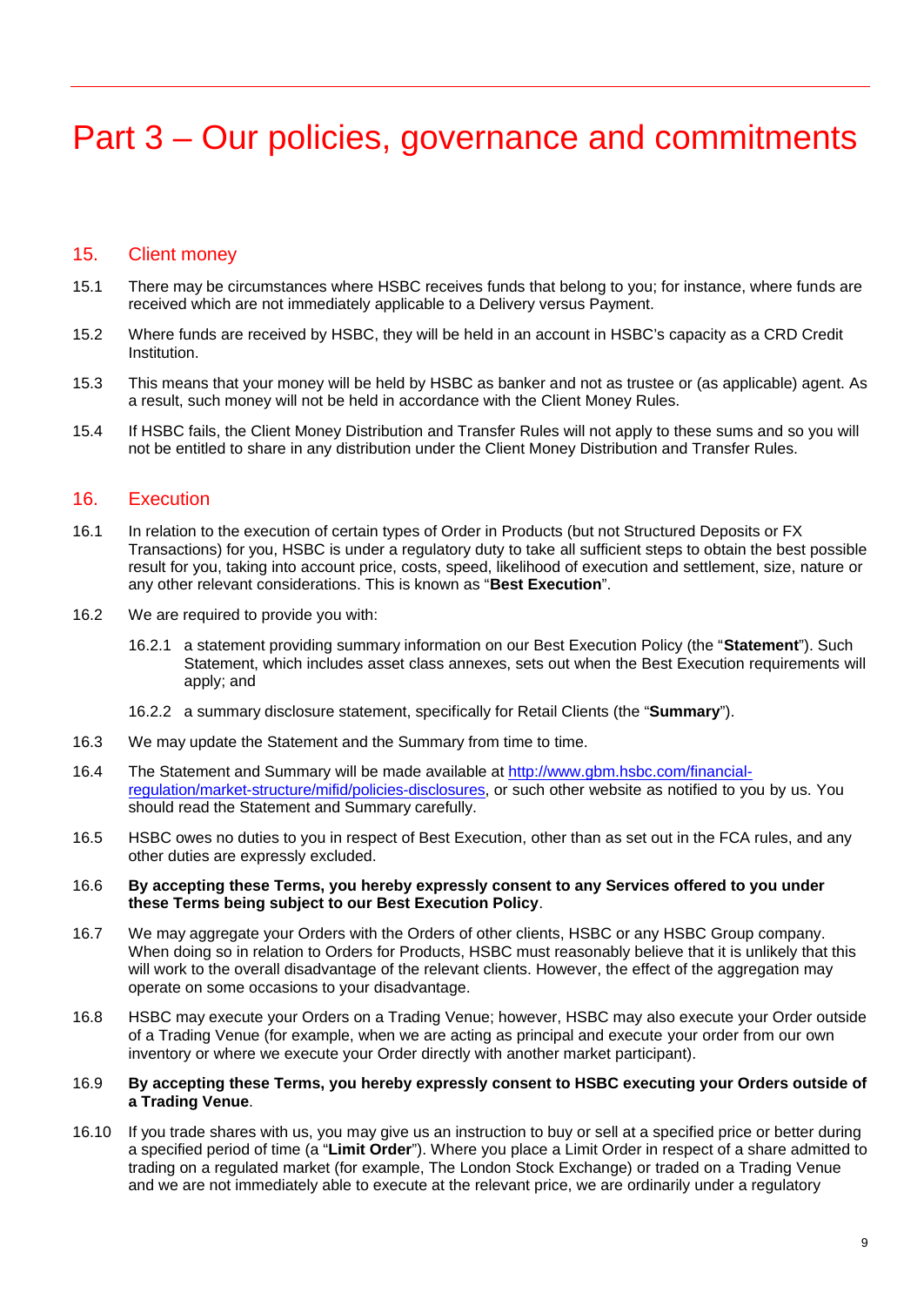# Part 3 – Our policies, governance and commitments

## 15. Client money

15.1 There may be circumstances where HSBC receives funds that belong to you; for instance, where funds are received which are not immediately applicable to a Delivery versus Payment.

15.2 Where funds are received by HSBC, they will be held in an account in HSBC's capacity as a CRD Credit Institution.

15.3 This means that your money will be held by HSBC as banker and not as trustee or (as applicable) agent. As a result, such money will not be held in accordance with the Client Money Rules.

15.4 If HSBC fails, the Client Money Distribution and Transfer Rules will not apply to these sums and so you will not be entitled to share in any distribution under the Client Money Distribution and Transfer Rules.

## 16. Execution

16.1 In relation to the execution of certain types of Order in Products (but not Structured Deposits or FX Transactions) for you, HSBC is under a regulatory duty to take all sufficient steps to obtain the best possible result for you, taking into account price, costs, speed, likelihood of execution and settlement, size, nature or any other relevant considerations. This is known as "**Best Execution**".

16.2 We are required to provide you with:

16.2.1 a statement providing summary information on our Best Execution Policy (the "**Statement**"). Such Statement, which includes asset class annexes, sets out when the Best Execution requirements will apply; and

16.2.2 a summary disclosure statement, specifically for Retail Clients (the "**Summary**").

16.3 We may update the Statement and the Summary from time to time.

16.4 The Statement and Summary will be made available at [http://www.gbm.hsbc.com/financial-regulation/market-structure/mifid/policies-disclosures](http://www.gbm.hsbc.com/financial-regulation/market-structure/mifid/policies-disclosures), or such other website as notified to you by us. You should read the Statement and Summary carefully.

16.5 HSBC owes no duties to you in respect of Best Execution, other than as set out in the FCA rules, and any other duties are expressly excluded.

16.6 **By accepting these Terms, you hereby expressly consent to any Services offered to you under these Terms being subject to our Best Execution Policy**.

16.7 We may aggregate your Orders with the Orders of other clients, HSBC or any HSBC Group company. When doing so in relation to Orders for Products, HSBC must reasonably believe that it is unlikely that this will work to the overall disadvantage of the relevant clients. However, the effect of the aggregation may operate on some occasions to your disadvantage.

16.8 HSBC may execute your Orders on a Trading Venue; however, HSBC may also execute your Order outside of a Trading Venue (for example, when we are acting as principal and execute your order from our own inventory or where we execute your Order directly with another market participant).

16.9 **By accepting these Terms, you hereby expressly consent to HSBC executing your Orders outside of a Trading Venue**.

16.10 If you trade shares with us, you may give us an instruction to buy or sell at a specified price or better during a specified period of time (a "**Limit Order**"). Where you place a Limit Order in respect of a share admitted to trading on a regulated market (for example, The London Stock Exchange) or traded on a Trading Venue and we are not immediately able to execute at the relevant price, we are ordinarily under a regulatory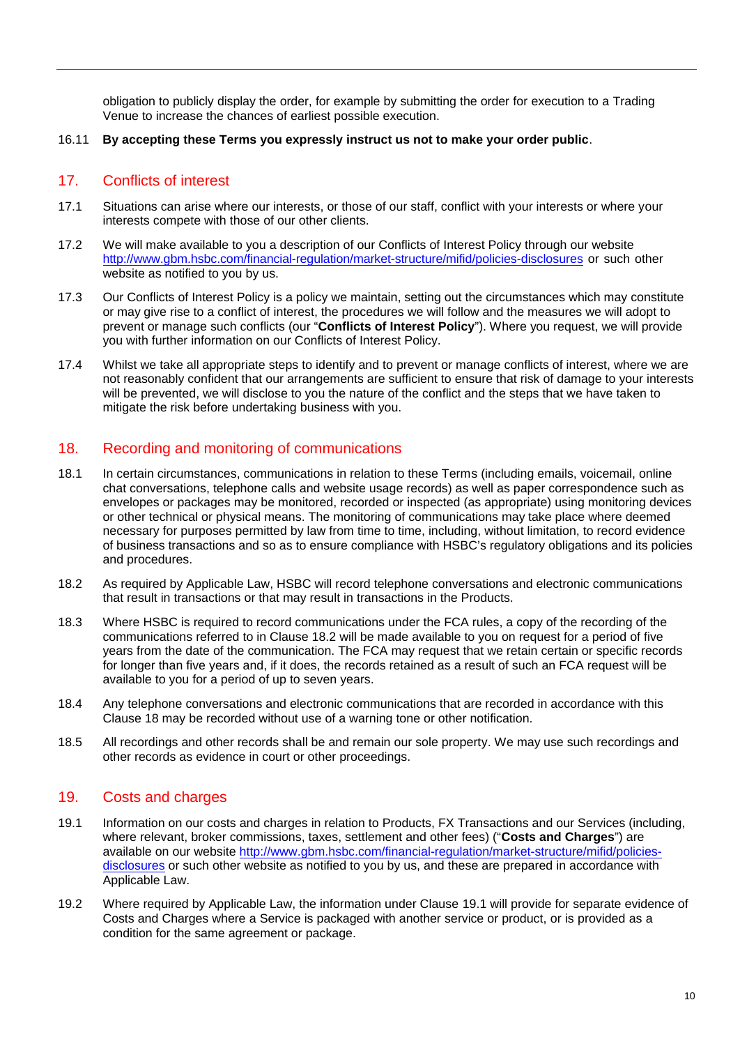obligation to publicly display the order, for example by submitting the order for execution to a Trading Venue to increase the chances of earliest possible execution.

16.11 **By accepting these Terms you expressly instruct us not to make your order public**.

## 17. Conflicts of interest

17.1 Situations can arise where our interests, or those of our staff, conflict with your interests or where your interests compete with those of our other clients.

17.2 We will make available to you a description of our Conflicts of Interest Policy through our website http://www.gbm.hsbc.com/financial-regulation/market-structure/mifid/policies-disclosures or such other website as notified to you by us.

17.3 Our Conflicts of Interest Policy is a policy we maintain, setting out the circumstances which may constitute or may give rise to a conflict of interest, the procedures we will follow and the measures we will adopt to prevent or manage such conflicts (our "**Conflicts of Interest Policy**"). Where you request, we will provide you with further information on our Conflicts of Interest Policy.

17.4 Whilst we take all appropriate steps to identify and to prevent or manage conflicts of interest, where we are not reasonably confident that our arrangements are sufficient to ensure that risk of damage to your interests will be prevented, we will disclose to you the nature of the conflict and the steps that we have taken to mitigate the risk before undertaking business with you.

## 18. Recording and monitoring of communications

18.1 In certain circumstances, communications in relation to these Terms (including emails, voicemail, online chat conversations, telephone calls and website usage records) as well as paper correspondence such as envelopes or packages may be monitored, recorded or inspected (as appropriate) using monitoring devices or other technical or physical means. The monitoring of communications may take place where deemed necessary for purposes permitted by law from time to time, including, without limitation, to record evidence of business transactions and so as to ensure compliance with HSBC's regulatory obligations and its policies and procedures.

18.2 As required by Applicable Law, HSBC will record telephone conversations and electronic communications that result in transactions or that may result in transactions in the Products.

18.3 Where HSBC is required to record communications under the FCA rules, a copy of the recording of the communications referred to in Clause 18.2 will be made available to you on request for a period of five years from the date of the communication. The FCA may request that we retain certain or specific records for longer than five years and, if it does, the records retained as a result of such an FCA request will be available to you for a period of up to seven years.

18.4 Any telephone conversations and electronic communications that are recorded in accordance with this Clause 18 may be recorded without use of a warning tone or other notification.

18.5 All recordings and other records shall be and remain our sole property. We may use such recordings and other records as evidence in court or other proceedings.

## 19. Costs and charges

19.1 Information on our costs and charges in relation to Products, FX Transactions and our Services (including, where relevant, broker commissions, taxes, settlement and other fees) ("**Costs and Charges**") are available on our website http://www.gbm.hsbc.com/financial-regulation/market-structure/mifid/policies-disclosures or such other website as notified to you by us, and these are prepared in accordance with Applicable Law.

19.2 Where required by Applicable Law, the information under Clause 19.1 will provide for separate evidence of Costs and Charges where a Service is packaged with another service or product, or is provided as a condition for the same agreement or package.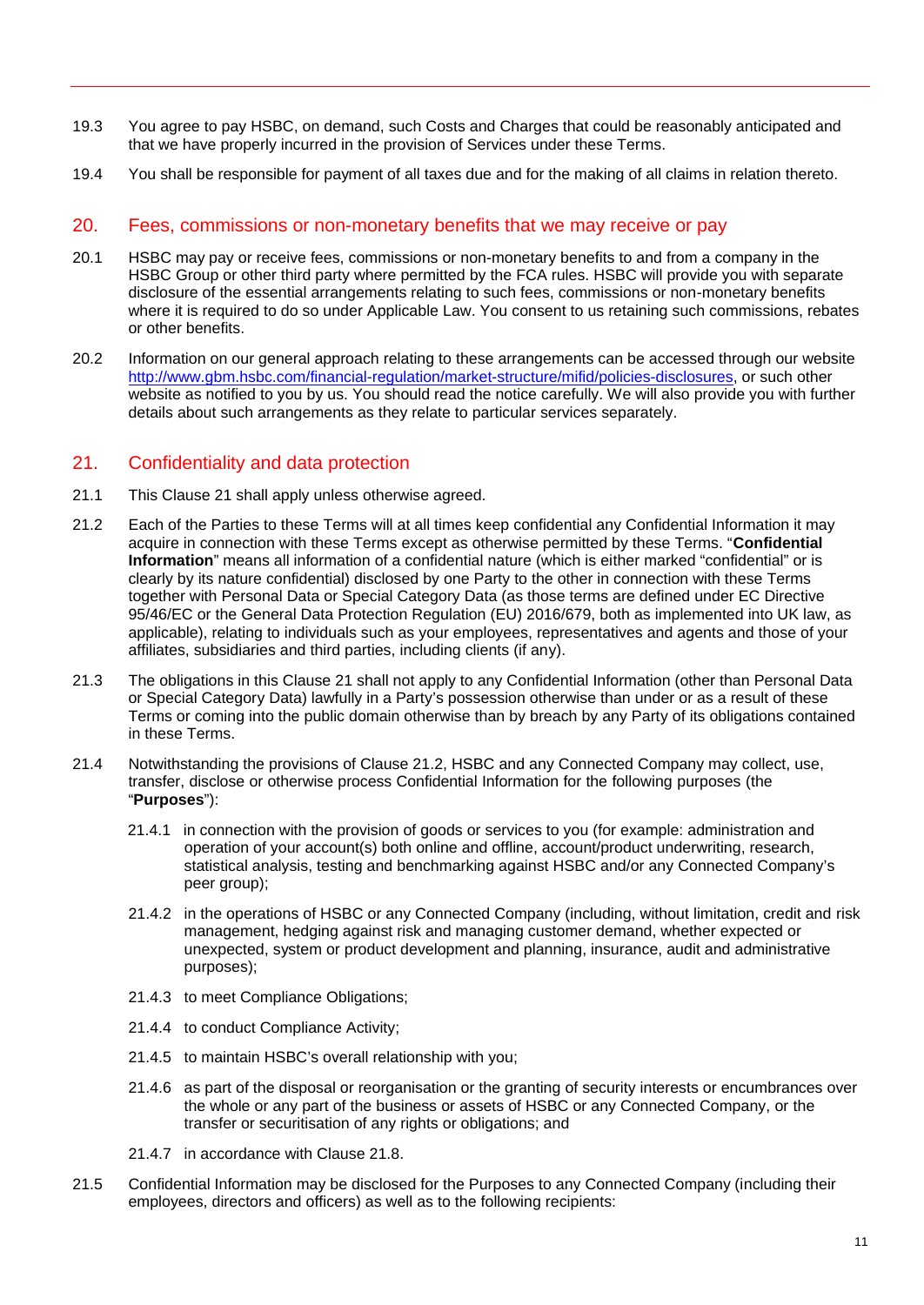19.3 You agree to pay HSBC, on demand, such Costs and Charges that could be reasonably anticipated and that we have properly incurred in the provision of Services under these Terms.

19.4 You shall be responsible for payment of all taxes due and for the making of all claims in relation thereto.

## 20. Fees, commissions or non-monetary benefits that we may receive or pay

20.1 HSBC may pay or receive fees, commissions or non-monetary benefits to and from a company in the HSBC Group or other third party where permitted by the FCA rules. HSBC will provide you with separate disclosure of the essential arrangements relating to such fees, commissions or non-monetary benefits where it is required to do so under Applicable Law. You consent to us retaining such commissions, rebates or other benefits.

20.2 Information on our general approach relating to these arrangements can be accessed through our website http://www.gbm.hsbc.com/financial-regulation/market-structure/mifid/policies-disclosures, or such other website as notified to you by us. You should read the notice carefully. We will also provide you with further details about such arrangements as they relate to particular services separately.

## 21. Confidentiality and data protection

21.1 This Clause 21 shall apply unless otherwise agreed.

21.2 Each of the Parties to these Terms will at all times keep confidential any Confidential Information it may acquire in connection with these Terms except as otherwise permitted by these Terms. "**Confidential Information**" means all information of a confidential nature (which is either marked "confidential" or is clearly by its nature confidential) disclosed by one Party to the other in connection with these Terms together with Personal Data or Special Category Data (as those terms are defined under EC Directive 95/46/EC or the General Data Protection Regulation (EU) 2016/679, both as implemented into UK law, as applicable), relating to individuals such as your employees, representatives and agents and those of your affiliates, subsidiaries and third parties, including clients (if any).

21.3 The obligations in this Clause 21 shall not apply to any Confidential Information (other than Personal Data or Special Category Data) lawfully in a Party's possession otherwise than under or as a result of these Terms or coming into the public domain otherwise than by breach by any Party of its obligations contained in these Terms.

21.4 Notwithstanding the provisions of Clause 21.2, HSBC and any Connected Company may collect, use, transfer, disclose or otherwise process Confidential Information for the following purposes (the "**Purposes**"):

- 21.4.1 in connection with the provision of goods or services to you (for example: administration and operation of your account(s) both online and offline, account/product underwriting, research, statistical analysis, testing and benchmarking against HSBC and/or any Connected Company's peer group);
- 21.4.2 in the operations of HSBC or any Connected Company (including, without limitation, credit and risk management, hedging against risk and managing customer demand, whether expected or unexpected, system or product development and planning, insurance, audit and administrative purposes);
- 21.4.3 to meet Compliance Obligations;
- 21.4.4 to conduct Compliance Activity;
- 21.4.5 to maintain HSBC's overall relationship with you;
- 21.4.6 as part of the disposal or reorganisation or the granting of security interests or encumbrances over the whole or any part of the business or assets of HSBC or any Connected Company, or the transfer or securitisation of any rights or obligations; and
- 21.4.7 in accordance with Clause 21.8.

21.5 Confidential Information may be disclosed for the Purposes to any Connected Company (including their employees, directors and officers) as well as to the following recipients: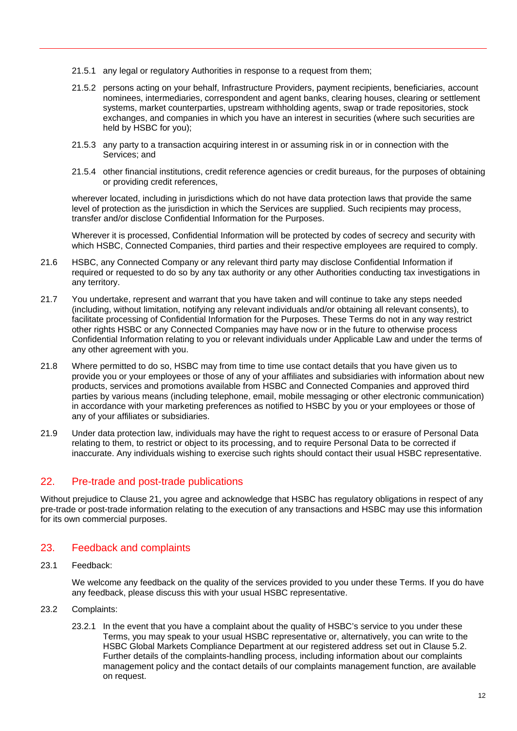21.5.1 any legal or regulatory Authorities in response to a request from them;

21.5.2 persons acting on your behalf, Infrastructure Providers, payment recipients, beneficiaries, account nominees, intermediaries, correspondent and agent banks, clearing houses, clearing or settlement systems, market counterparties, upstream withholding agents, swap or trade repositories, stock exchanges, and companies in which you have an interest in securities (where such securities are held by HSBC for you);

21.5.3 any party to a transaction acquiring interest in or assuming risk in or in connection with the Services; and

21.5.4 other financial institutions, credit reference agencies or credit bureaus, for the purposes of obtaining or providing credit references,

wherever located, including in jurisdictions which do not have data protection laws that provide the same level of protection as the jurisdiction in which the Services are supplied. Such recipients may process, transfer and/or disclose Confidential Information for the Purposes.

Wherever it is processed, Confidential Information will be protected by codes of secrecy and security with which HSBC, Connected Companies, third parties and their respective employees are required to comply.

21.6 HSBC, any Connected Company or any relevant third party may disclose Confidential Information if required or requested to do so by any tax authority or any other Authorities conducting tax investigations in any territory.

21.7 You undertake, represent and warrant that you have taken and will continue to take any steps needed (including, without limitation, notifying any relevant individuals and/or obtaining all relevant consents), to facilitate processing of Confidential Information for the Purposes. These Terms do not in any way restrict other rights HSBC or any Connected Companies may have now or in the future to otherwise process Confidential Information relating to you or relevant individuals under Applicable Law and under the terms of any other agreement with you.

21.8 Where permitted to do so, HSBC may from time to time use contact details that you have given us to provide you or your employees or those of any of your affiliates and subsidiaries with information about new products, services and promotions available from HSBC and Connected Companies and approved third parties by various means (including telephone, email, mobile messaging or other electronic communication) in accordance with your marketing preferences as notified to HSBC by you or your employees or those of any of your affiliates or subsidiaries.

21.9 Under data protection law, individuals may have the right to request access to or erasure of Personal Data relating to them, to restrict or object to its processing, and to require Personal Data to be corrected if inaccurate. Any individuals wishing to exercise such rights should contact their usual HSBC representative.

## 22. Pre-trade and post-trade publications

Without prejudice to Clause 21, you agree and acknowledge that HSBC has regulatory obligations in respect of any pre-trade or post-trade information relating to the execution of any transactions and HSBC may use this information for its own commercial purposes.

## 23. Feedback and complaints

23.1 Feedback:

We welcome any feedback on the quality of the services provided to you under these Terms. If you do have any feedback, please discuss this with your usual HSBC representative.

23.2 Complaints:

23.2.1 In the event that you have a complaint about the quality of HSBC's service to you under these Terms, you may speak to your usual HSBC representative or, alternatively, you can write to the HSBC Global Markets Compliance Department at our registered address set out in Clause 5.2. Further details of the complaints-handling process, including information about our complaints management policy and the contact details of our complaints management function, are available on request.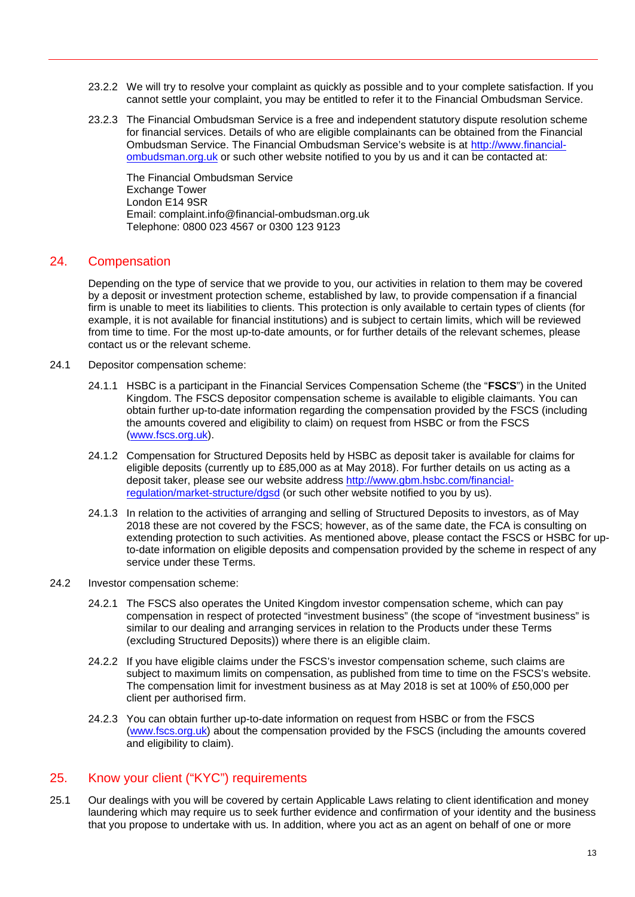23.2.2 We will try to resolve your complaint as quickly as possible and to your complete satisfaction. If you cannot settle your complaint, you may be entitled to refer it to the Financial Ombudsman Service.

23.2.3 The Financial Ombudsman Service is a free and independent statutory dispute resolution scheme for financial services. Details of who are eligible complainants can be obtained from the Financial Ombudsman Service. The Financial Ombudsman Service's website is at [http://www.financial-ombudsman.org.uk](http://www.financial-ombudsman.org.uk) or such other website notified to you by us and it can be contacted at:

The Financial Ombudsman Service
Exchange Tower
London E14 9SR
Email: complaint.info@financial-ombudsman.org.uk
Telephone: 0800 023 4567 or 0300 123 9123

## 24. Compensation

Depending on the type of service that we provide to you, our activities in relation to them may be covered by a deposit or investment protection scheme, established by law, to provide compensation if a financial firm is unable to meet its liabilities to clients. This protection is only available to certain types of clients (for example, it is not available for financial institutions) and is subject to certain limits, which will be reviewed from time to time. For the most up-to-date amounts, or for further details of the relevant schemes, please contact us or the relevant scheme.

24.1 Depositor compensation scheme:

24.1.1 HSBC is a participant in the Financial Services Compensation Scheme (the "**FSCS**") in the United Kingdom. The FSCS depositor compensation scheme is available to eligible claimants. You can obtain further up-to-date information regarding the compensation provided by the FSCS (including the amounts covered and eligibility to claim) on request from HSBC or from the FSCS ([www.fscs.org.uk](http://www.fscs.org.uk)).

24.1.2 Compensation for Structured Deposits held by HSBC as deposit taker is available for claims for eligible deposits (currently up to £85,000 as at May 2018). For further details on us acting as a deposit taker, please see our website address [http://www.gbm.hsbc.com/financial-regulation/market-structure/dgsd](http://www.gbm.hsbc.com/financial-regulation/market-structure/dgsd) (or such other website notified to you by us).

24.1.3 In relation to the activities of arranging and selling of Structured Deposits to investors, as of May 2018 these are not covered by the FSCS; however, as of the same date, the FCA is consulting on extending protection to such activities. As mentioned above, please contact the FSCS or HSBC for up-to-date information on eligible deposits and compensation provided by the scheme in respect of any service under these Terms.

24.2 Investor compensation scheme:

24.2.1 The FSCS also operates the United Kingdom investor compensation scheme, which can pay compensation in respect of protected "investment business" (the scope of "investment business" is similar to our dealing and arranging services in relation to the Products under these Terms (excluding Structured Deposits)) where there is an eligible claim.

24.2.2 If you have eligible claims under the FSCS's investor compensation scheme, such claims are subject to maximum limits on compensation, as published from time to time on the FSCS's website. The compensation limit for investment business as at May 2018 is set at 100% of £50,000 per client per authorised firm.

24.2.3 You can obtain further up-to-date information on request from HSBC or from the FSCS ([www.fscs.org.uk](http://www.fscs.org.uk)) about the compensation provided by the FSCS (including the amounts covered and eligibility to claim).

## 25. Know your client ("KYC") requirements

25.1 Our dealings with you will be covered by certain Applicable Laws relating to client identification and money laundering which may require us to seek further evidence and confirmation of your identity and the business that you propose to undertake with us. In addition, where you act as an agent on behalf of one or more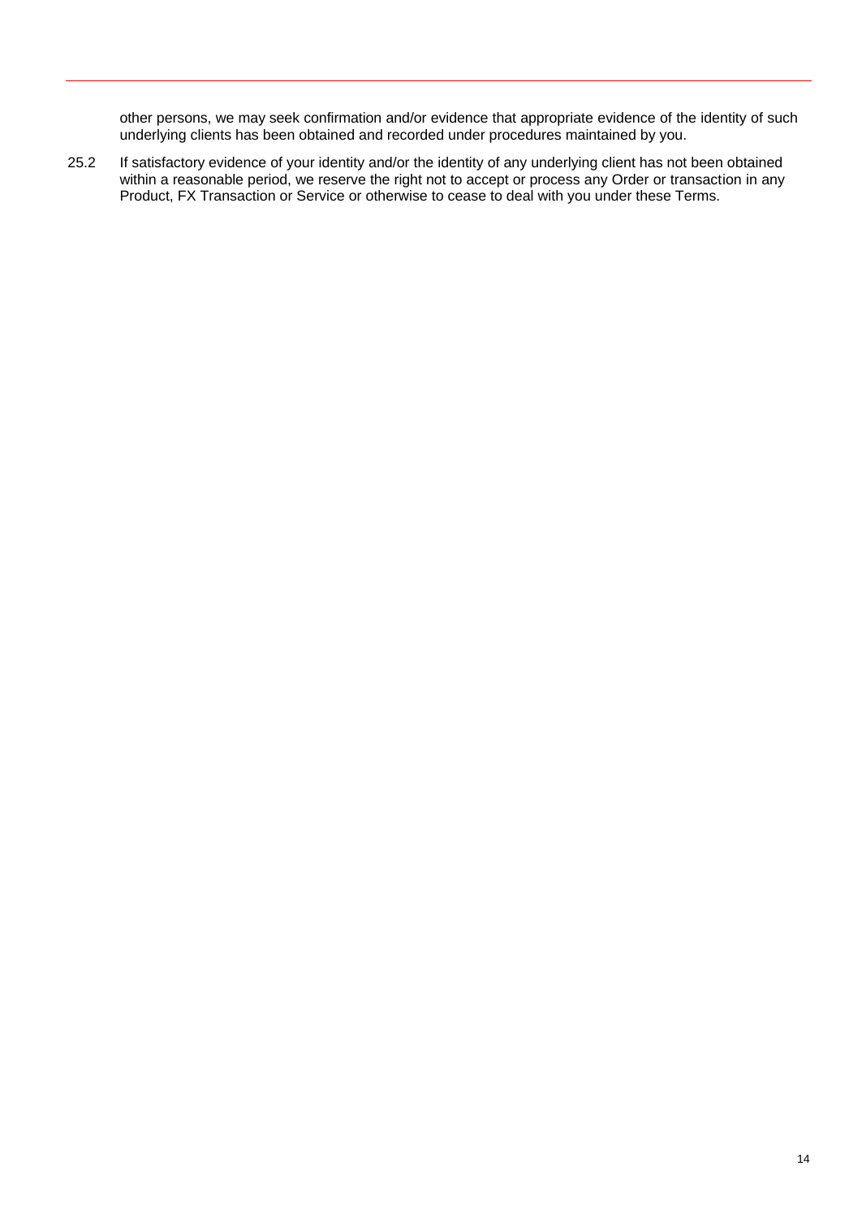other persons, we may seek confirmation and/or evidence that appropriate evidence of the identity of such underlying clients has been obtained and recorded under procedures maintained by you.

25.2 If satisfactory evidence of your identity and/or the identity of any underlying client has not been obtained within a reasonable period, we reserve the right not to accept or process any Order or transaction in any Product, FX Transaction or Service or otherwise to cease to deal with you under these Terms.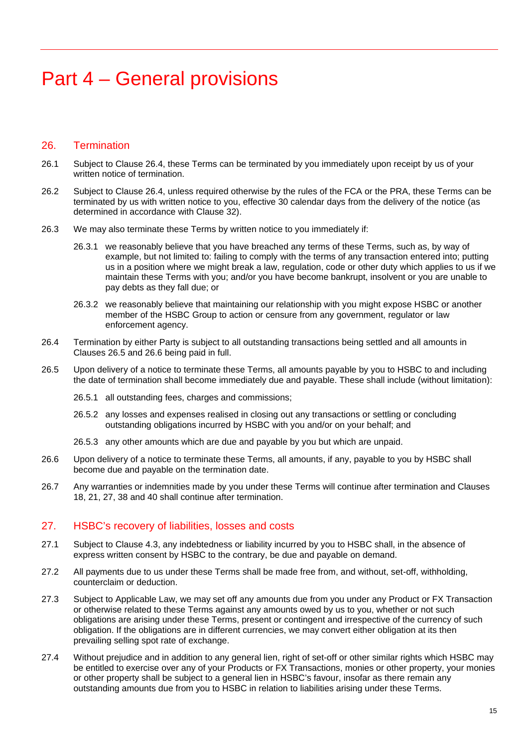# Part 4 – General provisions

## 26. Termination

26.1 Subject to Clause 26.4, these Terms can be terminated by you immediately upon receipt by us of your written notice of termination.

26.2 Subject to Clause 26.4, unless required otherwise by the rules of the FCA or the PRA, these Terms can be terminated by us with written notice to you, effective 30 calendar days from the delivery of the notice (as determined in accordance with Clause 32).

26.3 We may also terminate these Terms by written notice to you immediately if:

26.3.1 we reasonably believe that you have breached any terms of these Terms, such as, by way of example, but not limited to: failing to comply with the terms of any transaction entered into; putting us in a position where we might break a law, regulation, code or other duty which applies to us if we maintain these Terms with you; and/or you have become bankrupt, insolvent or you are unable to pay debts as they fall due; or

26.3.2 we reasonably believe that maintaining our relationship with you might expose HSBC or another member of the HSBC Group to action or censure from any government, regulator or law enforcement agency.

26.4 Termination by either Party is subject to all outstanding transactions being settled and all amounts in Clauses 26.5 and 26.6 being paid in full.

26.5 Upon delivery of a notice to terminate these Terms, all amounts payable by you to HSBC to and including the date of termination shall become immediately due and payable. These shall include (without limitation):

26.5.1 all outstanding fees, charges and commissions;

26.5.2 any losses and expenses realised in closing out any transactions or settling or concluding outstanding obligations incurred by HSBC with you and/or on your behalf; and

26.5.3 any other amounts which are due and payable by you but which are unpaid.

26.6 Upon delivery of a notice to terminate these Terms, all amounts, if any, payable to you by HSBC shall become due and payable on the termination date.

26.7 Any warranties or indemnities made by you under these Terms will continue after termination and Clauses 18, 21, 27, 38 and 40 shall continue after termination.

## 27. HSBC's recovery of liabilities, losses and costs

27.1 Subject to Clause 4.3, any indebtedness or liability incurred by you to HSBC shall, in the absence of express written consent by HSBC to the contrary, be due and payable on demand.

27.2 All payments due to us under these Terms shall be made free from, and without, set-off, withholding, counterclaim or deduction.

27.3 Subject to Applicable Law, we may set off any amounts due from you under any Product or FX Transaction or otherwise related to these Terms against any amounts owed by us to you, whether or not such obligations are arising under these Terms, present or contingent and irrespective of the currency of such obligation. If the obligations are in different currencies, we may convert either obligation at its then prevailing selling spot rate of exchange.

27.4 Without prejudice and in addition to any general lien, right of set-off or other similar rights which HSBC may be entitled to exercise over any of your Products or FX Transactions, monies or other property, your monies or other property shall be subject to a general lien in HSBC's favour, insofar as there remain any outstanding amounts due from you to HSBC in relation to liabilities arising under these Terms.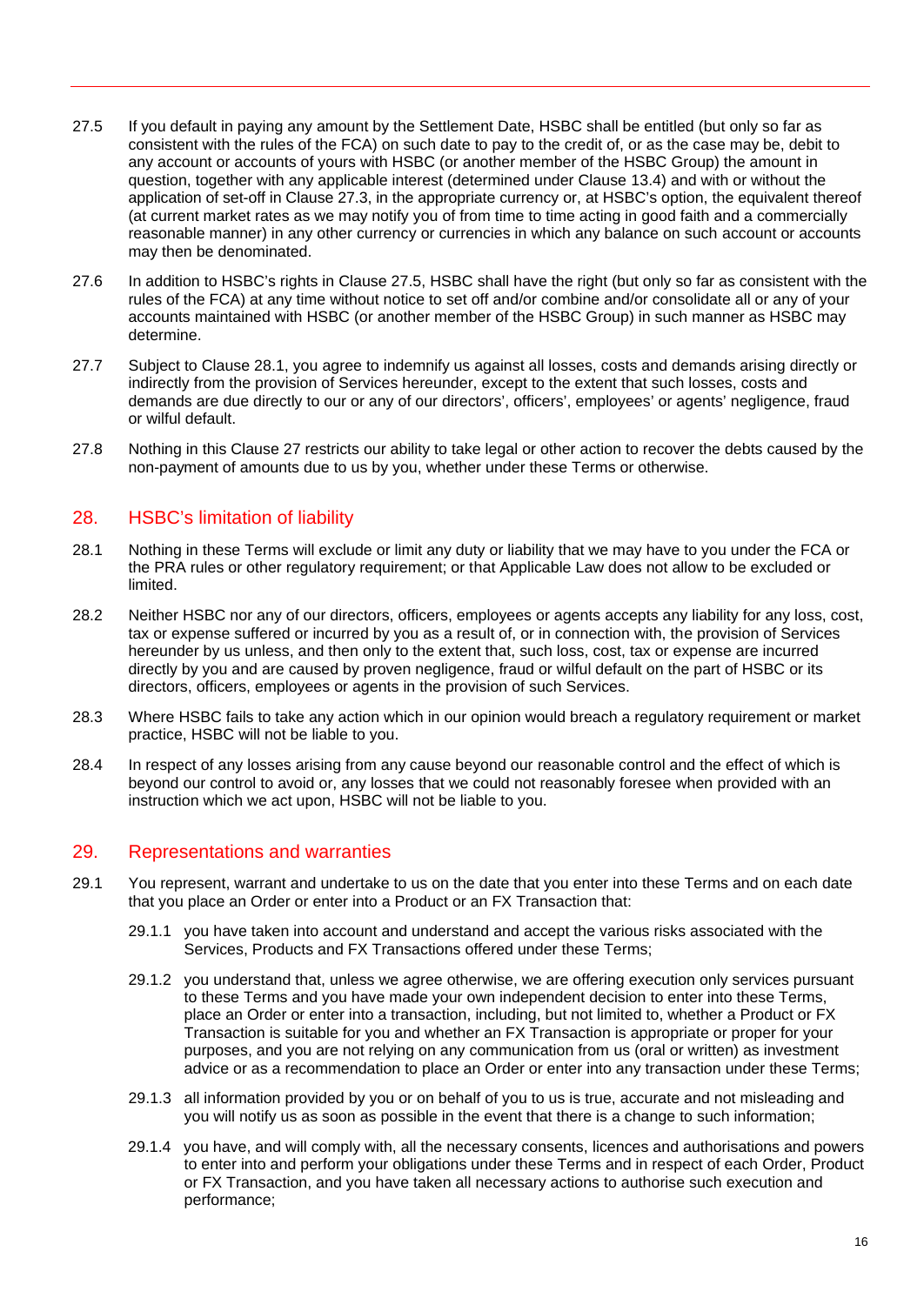27.5 If you default in paying any amount by the Settlement Date, HSBC shall be entitled (but only so far as consistent with the rules of the FCA) on such date to pay to the credit of, or as the case may be, debit to any account or accounts of yours with HSBC (or another member of the HSBC Group) the amount in question, together with any applicable interest (determined under Clause 13.4) and with or without the application of set-off in Clause 27.3, in the appropriate currency or, at HSBC's option, the equivalent thereof (at current market rates as we may notify you of from time to time acting in good faith and a commercially reasonable manner) in any other currency or currencies in which any balance on such account or accounts may then be denominated.

27.6 In addition to HSBC's rights in Clause 27.5, HSBC shall have the right (but only so far as consistent with the rules of the FCA) at any time without notice to set off and/or combine and/or consolidate all or any of your accounts maintained with HSBC (or another member of the HSBC Group) in such manner as HSBC may determine.

27.7 Subject to Clause 28.1, you agree to indemnify us against all losses, costs and demands arising directly or indirectly from the provision of Services hereunder, except to the extent that such losses, costs and demands are due directly to our or any of our directors', officers', employees' or agents' negligence, fraud or wilful default.

27.8 Nothing in this Clause 27 restricts our ability to take legal or other action to recover the debts caused by the non-payment of amounts due to us by you, whether under these Terms or otherwise.

## 28. HSBC's limitation of liability

28.1 Nothing in these Terms will exclude or limit any duty or liability that we may have to you under the FCA or the PRA rules or other regulatory requirement; or that Applicable Law does not allow to be excluded or limited.

28.2 Neither HSBC nor any of our directors, officers, employees or agents accepts any liability for any loss, cost, tax or expense suffered or incurred by you as a result of, or in connection with, the provision of Services hereunder by us unless, and then only to the extent that, such loss, cost, tax or expense are incurred directly by you and are caused by proven negligence, fraud or wilful default on the part of HSBC or its directors, officers, employees or agents in the provision of such Services.

28.3 Where HSBC fails to take any action which in our opinion would breach a regulatory requirement or market practice, HSBC will not be liable to you.

28.4 In respect of any losses arising from any cause beyond our reasonable control and the effect of which is beyond our control to avoid or, any losses that we could not reasonably foresee when provided with an instruction which we act upon, HSBC will not be liable to you.

## 29. Representations and warranties

29.1 You represent, warrant and undertake to us on the date that you enter into these Terms and on each date that you place an Order or enter into a Product or an FX Transaction that:

29.1.1 you have taken into account and understand and accept the various risks associated with the Services, Products and FX Transactions offered under these Terms;

29.1.2 you understand that, unless we agree otherwise, we are offering execution only services pursuant to these Terms and you have made your own independent decision to enter into these Terms, place an Order or enter into a transaction, including, but not limited to, whether a Product or FX Transaction is suitable for you and whether an FX Transaction is appropriate or proper for your purposes, and you are not relying on any communication from us (oral or written) as investment advice or as a recommendation to place an Order or enter into any transaction under these Terms;

29.1.3 all information provided by you or on behalf of you to us is true, accurate and not misleading and you will notify us as soon as possible in the event that there is a change to such information;

29.1.4 you have, and will comply with, all the necessary consents, licences and authorisations and powers to enter into and perform your obligations under these Terms and in respect of each Order, Product or FX Transaction, and you have taken all necessary actions to authorise such execution and performance;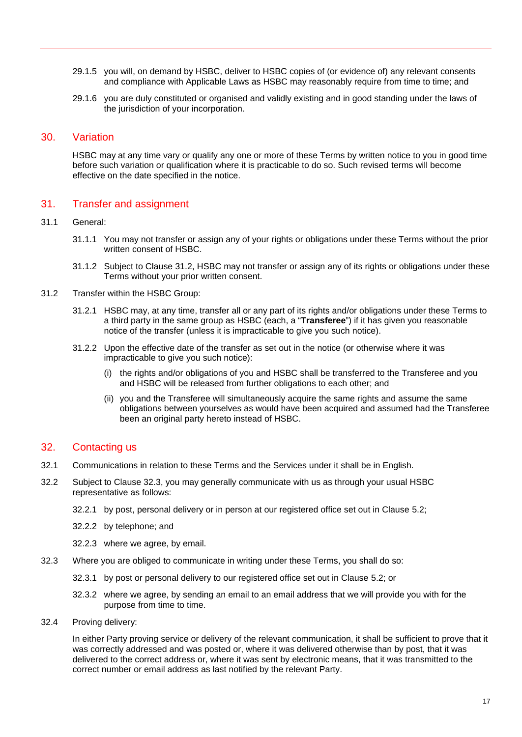29.1.5 you will, on demand by HSBC, deliver to HSBC copies of (or evidence of) any relevant consents and compliance with Applicable Laws as HSBC may reasonably require from time to time; and

29.1.6 you are duly constituted or organised and validly existing and in good standing under the laws of the jurisdiction of your incorporation.

## 30. Variation

HSBC may at any time vary or qualify any one or more of these Terms by written notice to you in good time before such variation or qualification where it is practicable to do so. Such revised terms will become effective on the date specified in the notice.

## 31. Transfer and assignment

31.1 General:

31.1.1 You may not transfer or assign any of your rights or obligations under these Terms without the prior written consent of HSBC.

31.1.2 Subject to Clause 31.2, HSBC may not transfer or assign any of its rights or obligations under these Terms without your prior written consent.

31.2 Transfer within the HSBC Group:

31.2.1 HSBC may, at any time, transfer all or any part of its rights and/or obligations under these Terms to a third party in the same group as HSBC (each, a "**Transferee**") if it has given you reasonable notice of the transfer (unless it is impracticable to give you such notice).

31.2.2 Upon the effective date of the transfer as set out in the notice (or otherwise where it was impracticable to give you such notice):

(i) the rights and/or obligations of you and HSBC shall be transferred to the Transferee and you and HSBC will be released from further obligations to each other; and

(ii) you and the Transferee will simultaneously acquire the same rights and assume the same obligations between yourselves as would have been acquired and assumed had the Transferee been an original party hereto instead of HSBC.

## 32. Contacting us

32.1 Communications in relation to these Terms and the Services under it shall be in English.

32.2 Subject to Clause 32.3, you may generally communicate with us as through your usual HSBC representative as follows:

32.2.1 by post, personal delivery or in person at our registered office set out in Clause 5.2;

32.2.2 by telephone; and

32.2.3 where we agree, by email.

32.3 Where you are obliged to communicate in writing under these Terms, you shall do so:

32.3.1 by post or personal delivery to our registered office set out in Clause 5.2; or

32.3.2 where we agree, by sending an email to an email address that we will provide you with for the purpose from time to time.

32.4 Proving delivery:

In either Party proving service or delivery of the relevant communication, it shall be sufficient to prove that it was correctly addressed and was posted or, where it was delivered otherwise than by post, that it was delivered to the correct address or, where it was sent by electronic means, that it was transmitted to the correct number or email address as last notified by the relevant Party.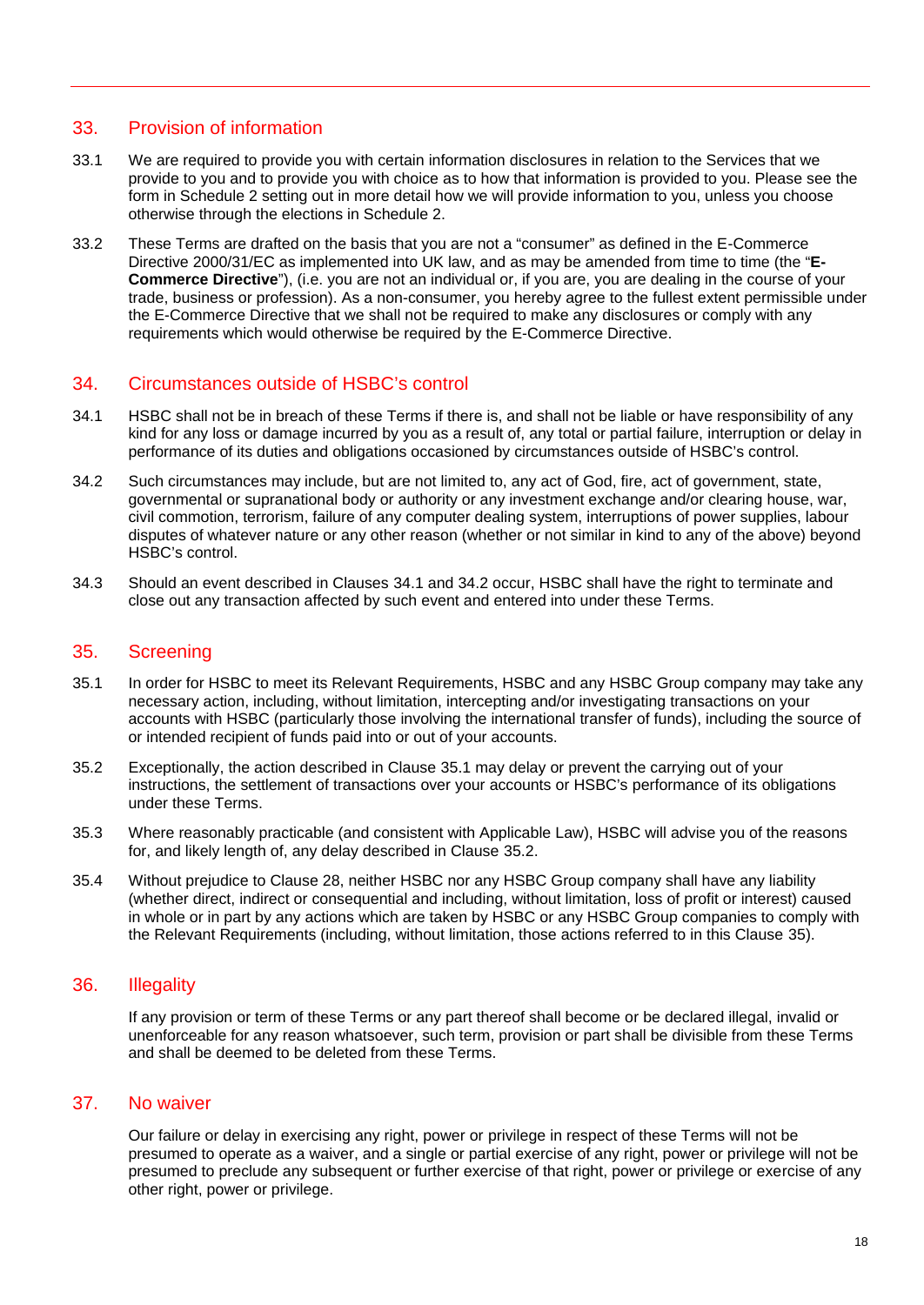## 33. Provision of information

33.1 We are required to provide you with certain information disclosures in relation to the Services that we provide to you and to provide you with choice as to how that information is provided to you. Please see the form in Schedule 2 setting out in more detail how we will provide information to you, unless you choose otherwise through the elections in Schedule 2.

33.2 These Terms are drafted on the basis that you are not a "consumer" as defined in the E-Commerce Directive 2000/31/EC as implemented into UK law, and as may be amended from time to time (the "**E-Commerce Directive**"), (i.e. you are not an individual or, if you are, you are dealing in the course of your trade, business or profession). As a non-consumer, you hereby agree to the fullest extent permissible under the E-Commerce Directive that we shall not be required to make any disclosures or comply with any requirements which would otherwise be required by the E-Commerce Directive.

## 34. Circumstances outside of HSBC's control

34.1 HSBC shall not be in breach of these Terms if there is, and shall not be liable or have responsibility of any kind for any loss or damage incurred by you as a result of, any total or partial failure, interruption or delay in performance of its duties and obligations occasioned by circumstances outside of HSBC's control.

34.2 Such circumstances may include, but are not limited to, any act of God, fire, act of government, state, governmental or supranational body or authority or any investment exchange and/or clearing house, war, civil commotion, terrorism, failure of any computer dealing system, interruptions of power supplies, labour disputes of whatever nature or any other reason (whether or not similar in kind to any of the above) beyond HSBC's control.

34.3 Should an event described in Clauses 34.1 and 34.2 occur, HSBC shall have the right to terminate and close out any transaction affected by such event and entered into under these Terms.

## 35. Screening

35.1 In order for HSBC to meet its Relevant Requirements, HSBC and any HSBC Group company may take any necessary action, including, without limitation, intercepting and/or investigating transactions on your accounts with HSBC (particularly those involving the international transfer of funds), including the source of or intended recipient of funds paid into or out of your accounts.

35.2 Exceptionally, the action described in Clause 35.1 may delay or prevent the carrying out of your instructions, the settlement of transactions over your accounts or HSBC's performance of its obligations under these Terms.

35.3 Where reasonably practicable (and consistent with Applicable Law), HSBC will advise you of the reasons for, and likely length of, any delay described in Clause 35.2.

35.4 Without prejudice to Clause 28, neither HSBC nor any HSBC Group company shall have any liability (whether direct, indirect or consequential and including, without limitation, loss of profit or interest) caused in whole or in part by any actions which are taken by HSBC or any HSBC Group companies to comply with the Relevant Requirements (including, without limitation, those actions referred to in this Clause 35).

## 36. Illegality

If any provision or term of these Terms or any part thereof shall become or be declared illegal, invalid or unenforceable for any reason whatsoever, such term, provision or part shall be divisible from these Terms and shall be deemed to be deleted from these Terms.

## 37. No waiver

Our failure or delay in exercising any right, power or privilege in respect of these Terms will not be presumed to operate as a waiver, and a single or partial exercise of any right, power or privilege will not be presumed to preclude any subsequent or further exercise of that right, power or privilege or exercise of any other right, power or privilege.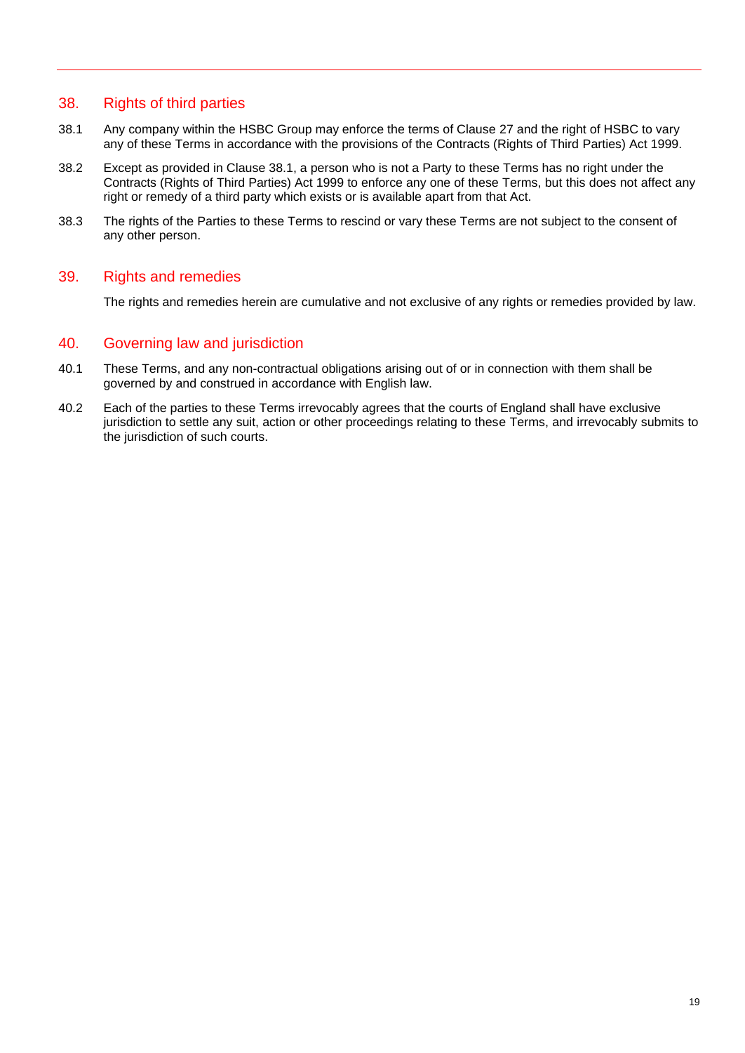## 38. Rights of third parties

38.1 Any company within the HSBC Group may enforce the terms of Clause 27 and the right of HSBC to vary any of these Terms in accordance with the provisions of the Contracts (Rights of Third Parties) Act 1999.

38.2 Except as provided in Clause 38.1, a person who is not a Party to these Terms has no right under the Contracts (Rights of Third Parties) Act 1999 to enforce any one of these Terms, but this does not affect any right or remedy of a third party which exists or is available apart from that Act.

38.3 The rights of the Parties to these Terms to rescind or vary these Terms are not subject to the consent of any other person.

## 39. Rights and remedies

The rights and remedies herein are cumulative and not exclusive of any rights or remedies provided by law.

## 40. Governing law and jurisdiction

40.1 These Terms, and any non-contractual obligations arising out of or in connection with them shall be governed by and construed in accordance with English law.

40.2 Each of the parties to these Terms irrevocably agrees that the courts of England shall have exclusive jurisdiction to settle any suit, action or other proceedings relating to these Terms, and irrevocably submits to the jurisdiction of such courts.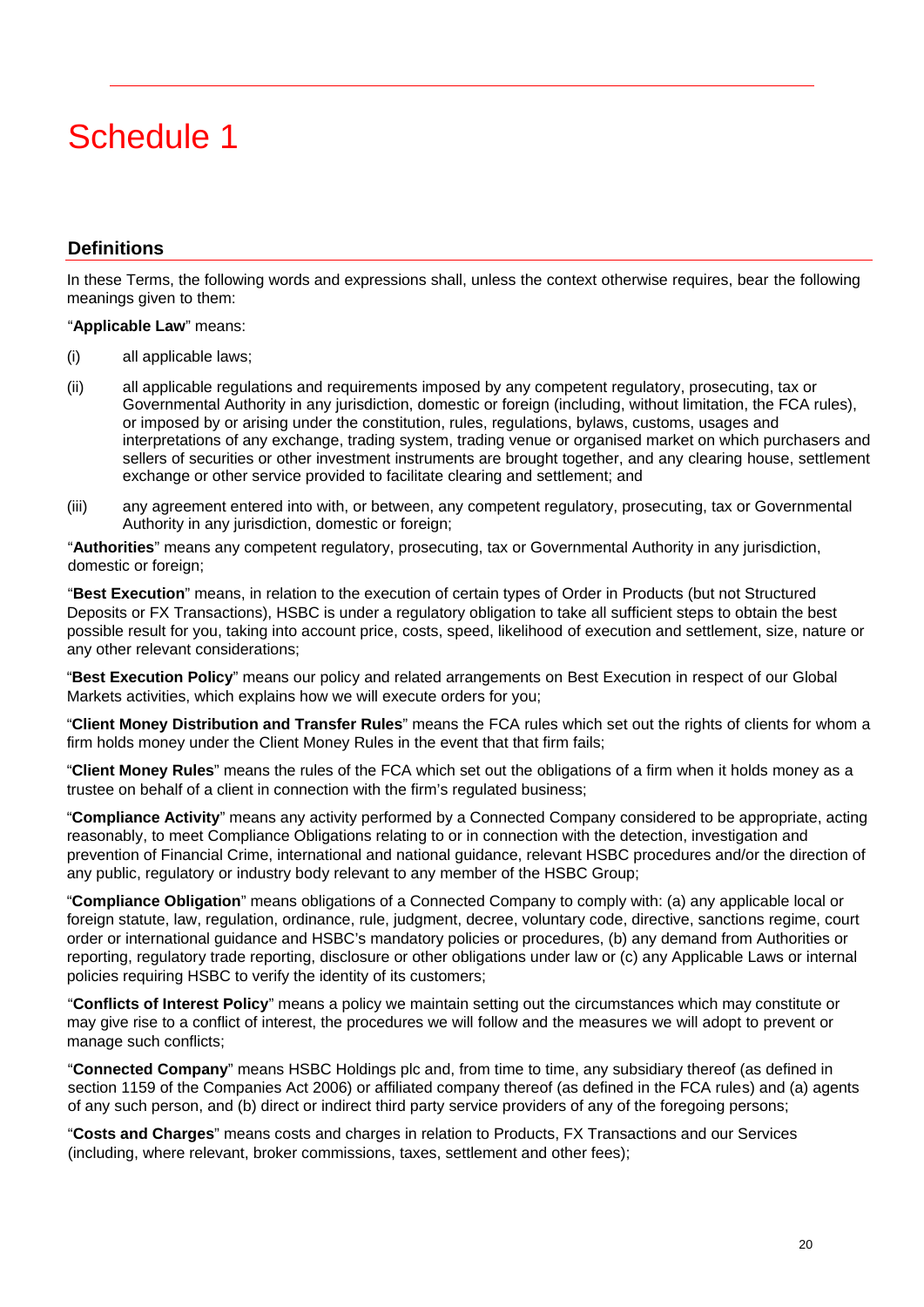# Schedule 1

## Definitions

In these Terms, the following words and expressions shall, unless the context otherwise requires, bear the following meanings given to them:

"**Applicable Law**" means:

(i) all applicable laws;

(ii) all applicable regulations and requirements imposed by any competent regulatory, prosecuting, tax or Governmental Authority in any jurisdiction, domestic or foreign (including, without limitation, the FCA rules), or imposed by or arising under the constitution, rules, regulations, bylaws, customs, usages and interpretations of any exchange, trading system, trading venue or organised market on which purchasers and sellers of securities or other investment instruments are brought together, and any clearing house, settlement exchange or other service provided to facilitate clearing and settlement; and

(iii) any agreement entered into with, or between, any competent regulatory, prosecuting, tax or Governmental Authority in any jurisdiction, domestic or foreign;

"**Authorities**" means any competent regulatory, prosecuting, tax or Governmental Authority in any jurisdiction, domestic or foreign;

"**Best Execution**" means, in relation to the execution of certain types of Order in Products (but not Structured Deposits or FX Transactions), HSBC is under a regulatory obligation to take all sufficient steps to obtain the best possible result for you, taking into account price, costs, speed, likelihood of execution and settlement, size, nature or any other relevant considerations;

"**Best Execution Policy**" means our policy and related arrangements on Best Execution in respect of our Global Markets activities, which explains how we will execute orders for you;

"**Client Money Distribution and Transfer Rules**" means the FCA rules which set out the rights of clients for whom a firm holds money under the Client Money Rules in the event that that firm fails;

"**Client Money Rules**" means the rules of the FCA which set out the obligations of a firm when it holds money as a trustee on behalf of a client in connection with the firm's regulated business;

"**Compliance Activity**" means any activity performed by a Connected Company considered to be appropriate, acting reasonably, to meet Compliance Obligations relating to or in connection with the detection, investigation and prevention of Financial Crime, international and national guidance, relevant HSBC procedures and/or the direction of any public, regulatory or industry body relevant to any member of the HSBC Group;

"**Compliance Obligation**" means obligations of a Connected Company to comply with: (a) any applicable local or foreign statute, law, regulation, ordinance, rule, judgment, decree, voluntary code, directive, sanctions regime, court order or international guidance and HSBC's mandatory policies or procedures, (b) any demand from Authorities or reporting, regulatory trade reporting, disclosure or other obligations under law or (c) any Applicable Laws or internal policies requiring HSBC to verify the identity of its customers;

"**Conflicts of Interest Policy**" means a policy we maintain setting out the circumstances which may constitute or may give rise to a conflict of interest, the procedures we will follow and the measures we will adopt to prevent or manage such conflicts;

"**Connected Company**" means HSBC Holdings plc and, from time to time, any subsidiary thereof (as defined in section 1159 of the Companies Act 2006) or affiliated company thereof (as defined in the FCA rules) and (a) agents of any such person, and (b) direct or indirect third party service providers of any of the foregoing persons;

"**Costs and Charges**" means costs and charges in relation to Products, FX Transactions and our Services (including, where relevant, broker commissions, taxes, settlement and other fees);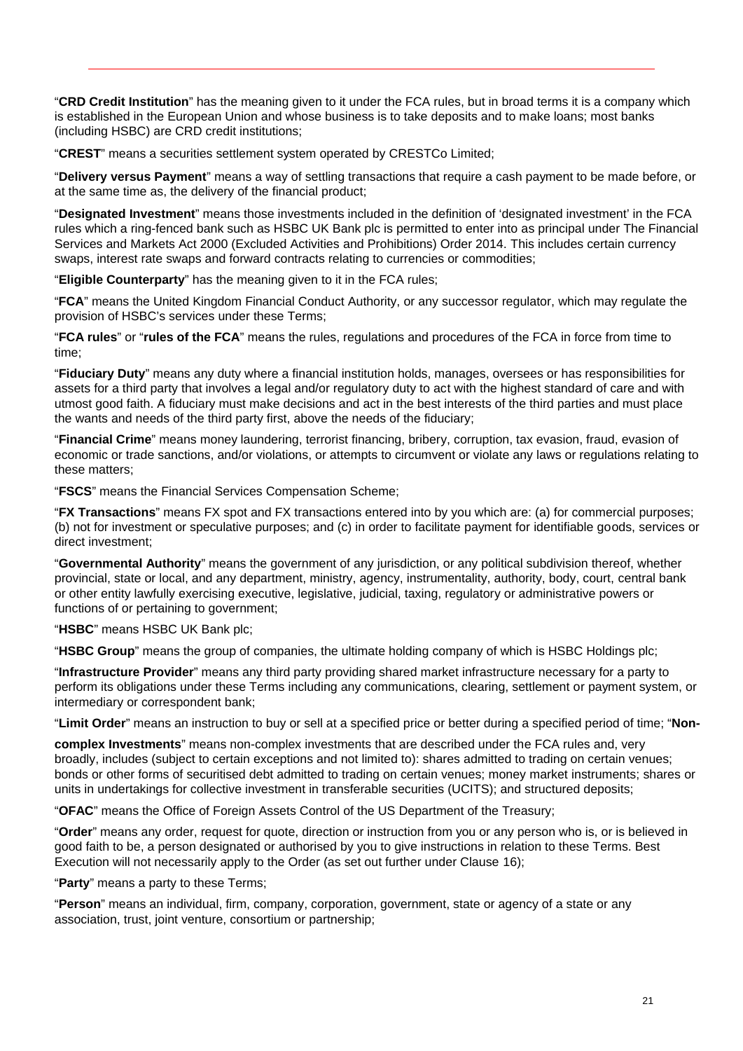"**CRD Credit Institution**" has the meaning given to it under the FCA rules, but in broad terms it is a company which is established in the European Union and whose business is to take deposits and to make loans; most banks (including HSBC) are CRD credit institutions;

"**CREST**" means a securities settlement system operated by CRESTCo Limited;

"**Delivery versus Payment**" means a way of settling transactions that require a cash payment to be made before, or at the same time as, the delivery of the financial product;

"**Designated Investment**" means those investments included in the definition of 'designated investment' in the FCA rules which a ring-fenced bank such as HSBC UK Bank plc is permitted to enter into as principal under The Financial Services and Markets Act 2000 (Excluded Activities and Prohibitions) Order 2014. This includes certain currency swaps, interest rate swaps and forward contracts relating to currencies or commodities;

"**Eligible Counterparty**" has the meaning given to it in the FCA rules;

"**FCA**" means the United Kingdom Financial Conduct Authority, or any successor regulator, which may regulate the provision of HSBC's services under these Terms;

"**FCA rules**" or "**rules of the FCA**" means the rules, regulations and procedures of the FCA in force from time to time;

"**Fiduciary Duty**" means any duty where a financial institution holds, manages, oversees or has responsibilities for assets for a third party that involves a legal and/or regulatory duty to act with the highest standard of care and with utmost good faith. A fiduciary must make decisions and act in the best interests of the third parties and must place the wants and needs of the third party first, above the needs of the fiduciary;

"**Financial Crime**" means money laundering, terrorist financing, bribery, corruption, tax evasion, fraud, evasion of economic or trade sanctions, and/or violations, or attempts to circumvent or violate any laws or regulations relating to these matters;

"**FSCS**" means the Financial Services Compensation Scheme;

"**FX Transactions**" means FX spot and FX transactions entered into by you which are: (a) for commercial purposes; (b) not for investment or speculative purposes; and (c) in order to facilitate payment for identifiable goods, services or direct investment;

"**Governmental Authority**" means the government of any jurisdiction, or any political subdivision thereof, whether provincial, state or local, and any department, ministry, agency, instrumentality, authority, body, court, central bank or other entity lawfully exercising executive, legislative, judicial, taxing, regulatory or administrative powers or functions of or pertaining to government;

"**HSBC**" means HSBC UK Bank plc;

"**HSBC Group**" means the group of companies, the ultimate holding company of which is HSBC Holdings plc;

"**Infrastructure Provider**" means any third party providing shared market infrastructure necessary for a party to perform its obligations under these Terms including any communications, clearing, settlement or payment system, or intermediary or correspondent bank;

"**Limit Order**" means an instruction to buy or sell at a specified price or better during a specified period of time;

"**Non-complex Investments**" means non-complex investments that are described under the FCA rules and, very broadly, includes (subject to certain exceptions and not limited to): shares admitted to trading on certain venues; bonds or other forms of securitised debt admitted to trading on certain venues; money market instruments; shares or units in undertakings for collective investment in transferable securities (UCITS); and structured deposits;

"**OFAC**" means the Office of Foreign Assets Control of the US Department of the Treasury;

"**Order**" means any order, request for quote, direction or instruction from you or any person who is, or is believed in good faith to be, a person designated or authorised by you to give instructions in relation to these Terms. Best Execution will not necessarily apply to the Order (as set out further under Clause 16);

"**Party**" means a party to these Terms;

"**Person**" means an individual, firm, company, corporation, government, state or agency of a state or any association, trust, joint venture, consortium or partnership;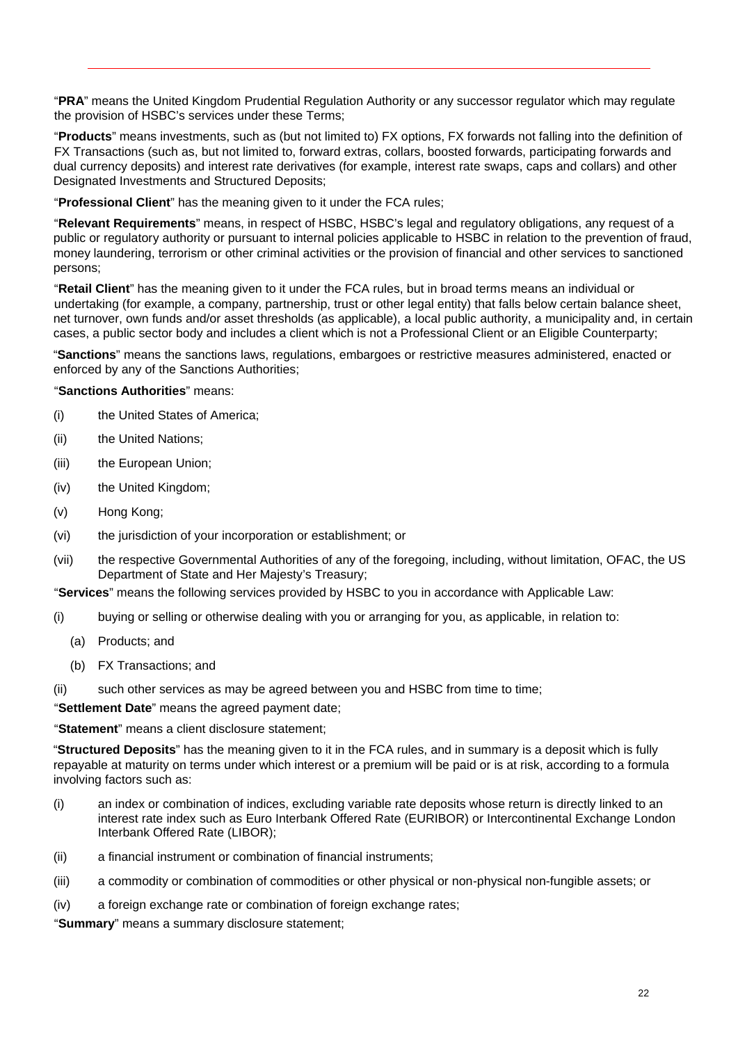"**PRA**" means the United Kingdom Prudential Regulation Authority or any successor regulator which may regulate the provision of HSBC's services under these Terms;

"**Products**" means investments, such as (but not limited to) FX options, FX forwards not falling into the definition of FX Transactions (such as, but not limited to, forward extras, collars, boosted forwards, participating forwards and dual currency deposits) and interest rate derivatives (for example, interest rate swaps, caps and collars) and other Designated Investments and Structured Deposits;

"**Professional Client**" has the meaning given to it under the FCA rules;

"**Relevant Requirements**" means, in respect of HSBC, HSBC's legal and regulatory obligations, any request of a public or regulatory authority or pursuant to internal policies applicable to HSBC in relation to the prevention of fraud, money laundering, terrorism or other criminal activities or the provision of financial and other services to sanctioned persons;

"**Retail Client**" has the meaning given to it under the FCA rules, but in broad terms means an individual or undertaking (for example, a company, partnership, trust or other legal entity) that falls below certain balance sheet, net turnover, own funds and/or asset thresholds (as applicable), a local public authority, a municipality and, in certain cases, a public sector body and includes a client which is not a Professional Client or an Eligible Counterparty;

"**Sanctions**" means the sanctions laws, regulations, embargoes or restrictive measures administered, enacted or enforced by any of the Sanctions Authorities;

"**Sanctions Authorities**" means:

(i) the United States of America;

(ii) the United Nations;

(iii) the European Union;

(iv) the United Kingdom;

(v) Hong Kong;

(vi) the jurisdiction of your incorporation or establishment; or

(vii) the respective Governmental Authorities of any of the foregoing, including, without limitation, OFAC, the US Department of State and Her Majesty's Treasury;

"**Services**" means the following services provided by HSBC to you in accordance with Applicable Law:

(i) buying or selling or otherwise dealing with you or arranging for you, as applicable, in relation to:

   (a) Products; and

   (b) FX Transactions; and

(ii) such other services as may be agreed between you and HSBC from time to time;

"**Settlement Date**" means the agreed payment date;

"**Statement**" means a client disclosure statement;

"**Structured Deposits**" has the meaning given to it in the FCA rules, and in summary is a deposit which is fully repayable at maturity on terms under which interest or a premium will be paid or is at risk, according to a formula involving factors such as:

(i) an index or combination of indices, excluding variable rate deposits whose return is directly linked to an interest rate index such as Euro Interbank Offered Rate (EURIBOR) or Intercontinental Exchange London Interbank Offered Rate (LIBOR);

(ii) a financial instrument or combination of financial instruments;

(iii) a commodity or combination of commodities or other physical or non-physical non-fungible assets; or

(iv) a foreign exchange rate or combination of foreign exchange rates;

"**Summary**" means a summary disclosure statement;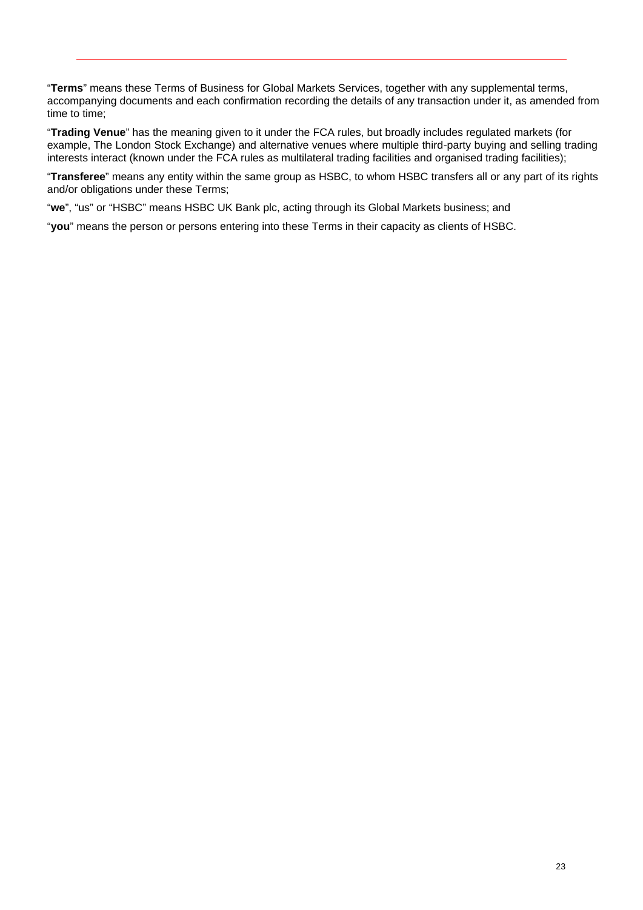"**Terms**" means these Terms of Business for Global Markets Services, together with any supplemental terms, accompanying documents and each confirmation recording the details of any transaction under it, as amended from time to time;

"**Trading Venue**" has the meaning given to it under the FCA rules, but broadly includes regulated markets (for example, The London Stock Exchange) and alternative venues where multiple third-party buying and selling trading interests interact (known under the FCA rules as multilateral trading facilities and organised trading facilities);

"**Transferee**" means any entity within the same group as HSBC, to whom HSBC transfers all or any part of its rights and/or obligations under these Terms;

"**we**", "us" or "HSBC" means HSBC UK Bank plc, acting through its Global Markets business; and

"**you**" means the person or persons entering into these Terms in their capacity as clients of HSBC.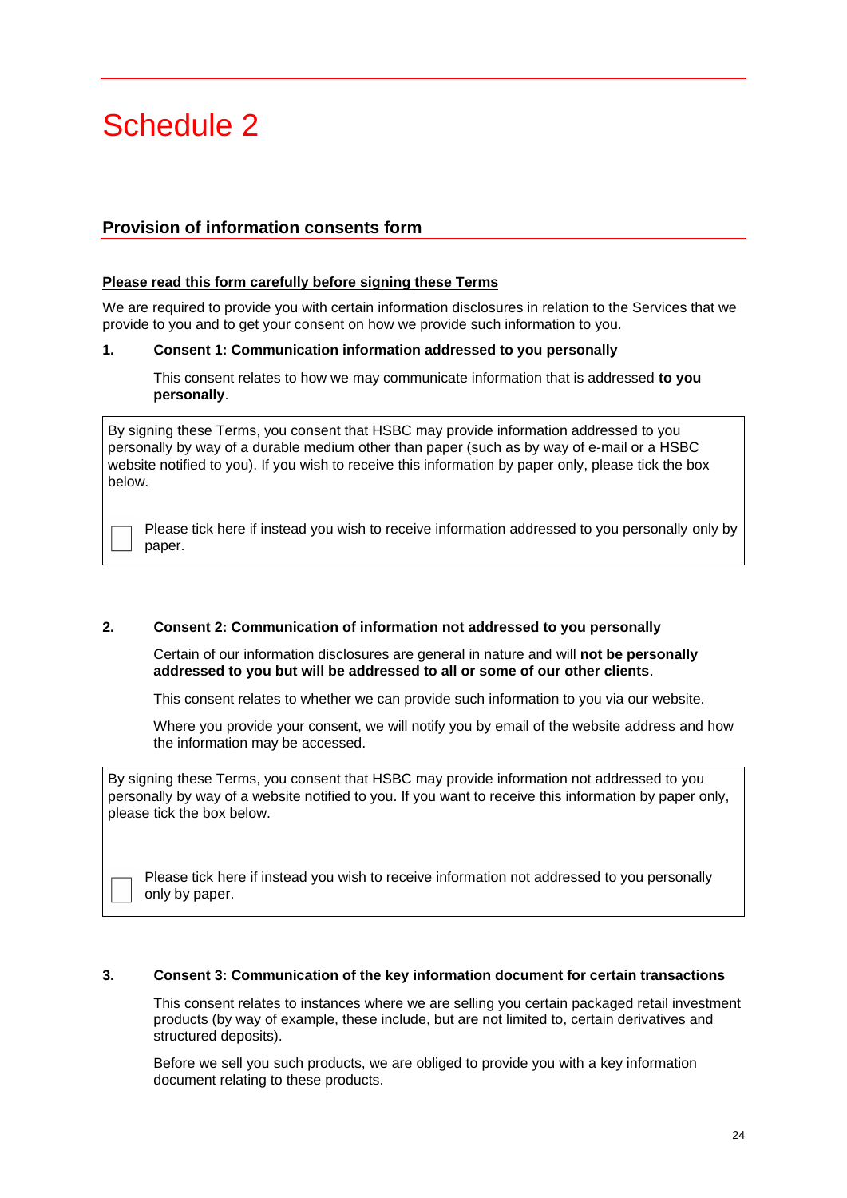# Schedule 2

## Provision of information consents form

**Please read this form carefully before signing these Terms**

We are required to provide you with certain information disclosures in relation to the Services that we provide to you and to get your consent on how we provide such information to you.

**1. Consent 1: Communication information addressed to you personally**

This consent relates to how we may communicate information that is addressed **to you personally**.

> By signing these Terms, you consent that HSBC may provide information addressed to you personally by way of a durable medium other than paper (such as by way of e-mail or a HSBC website notified to you). If you wish to receive this information by paper only, please tick the box below.
>
> ☐ Please tick here if instead you wish to receive information addressed to you personally only by paper.

**2. Consent 2: Communication of information not addressed to you personally**

Certain of our information disclosures are general in nature and will **not be personally addressed to you but will be addressed to all or some of our other clients**.

This consent relates to whether we can provide such information to you via our website.

Where you provide your consent, we will notify you by email of the website address and how the information may be accessed.

> By signing these Terms, you consent that HSBC may provide information not addressed to you personally by way of a website notified to you. If you want to receive this information by paper only, please tick the box below.
>
> ☐ Please tick here if instead you wish to receive information not addressed to you personally only by paper.

**3. Consent 3: Communication of the key information document for certain transactions**

This consent relates to instances where we are selling you certain packaged retail investment products (by way of example, these include, but are not limited to, certain derivatives and structured deposits).

Before we sell you such products, we are obliged to provide you with a key information document relating to these products.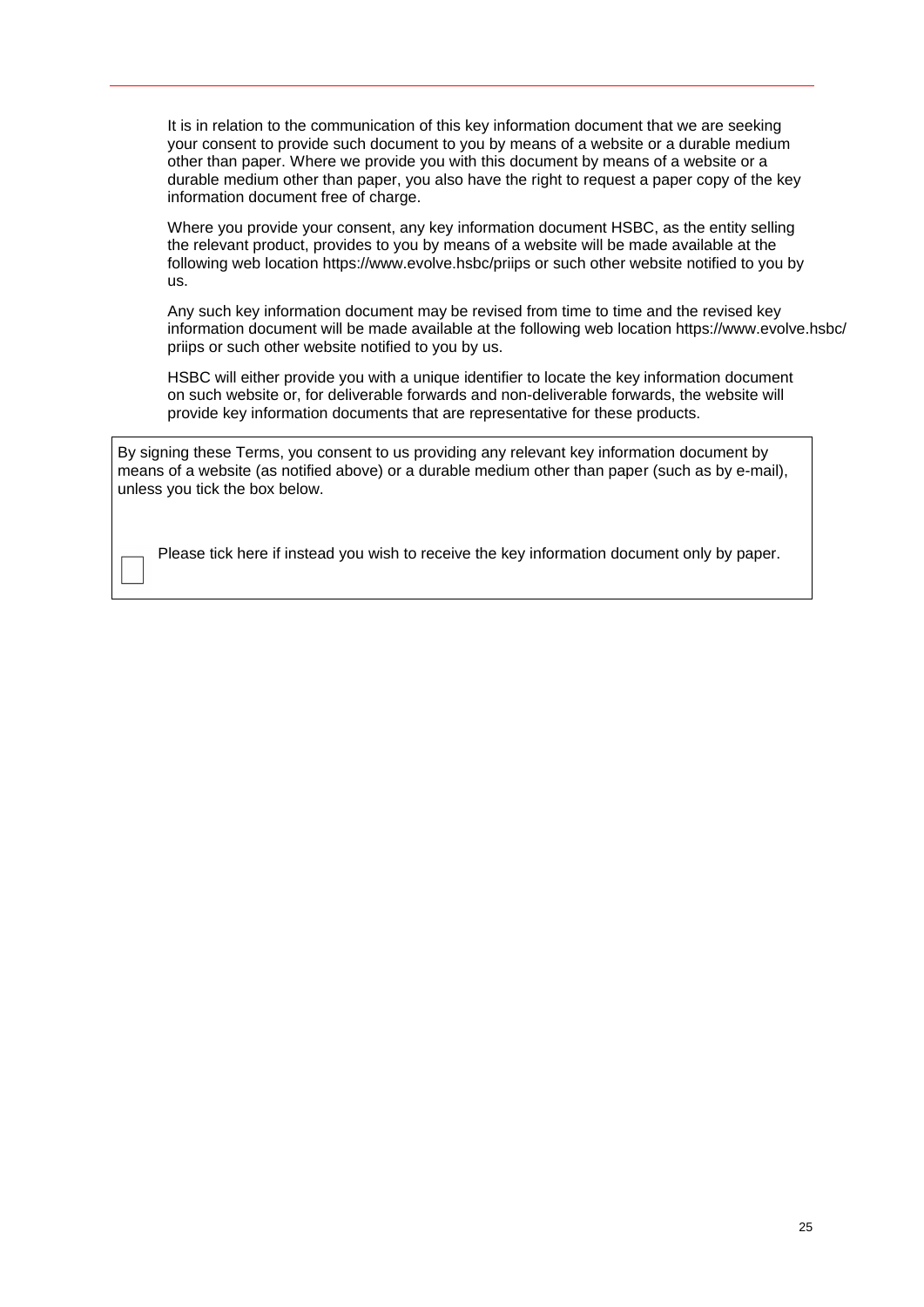It is in relation to the communication of this key information document that we are seeking your consent to provide such document to you by means of a website or a durable medium other than paper. Where we provide you with this document by means of a website or a durable medium other than paper, you also have the right to request a paper copy of the key information document free of charge.

Where you provide your consent, any key information document HSBC, as the entity selling the relevant product, provides to you by means of a website will be made available at the following web location https://www.evolve.hsbc/priips or such other website notified to you by us.

Any such key information document may be revised from time to time and the revised key information document will be made available at the following web location https://www.evolve.hsbc/priips or such other website notified to you by us.

HSBC will either provide you with a unique identifier to locate the key information document on such website or, for deliverable forwards and non-deliverable forwards, the website will provide key information documents that are representative for these products.

By signing these Terms, you consent to us providing any relevant key information document by means of a website (as notified above) or a durable medium other than paper (such as by e-mail), unless you tick the box below.

☐ Please tick here if instead you wish to receive the key information document only by paper.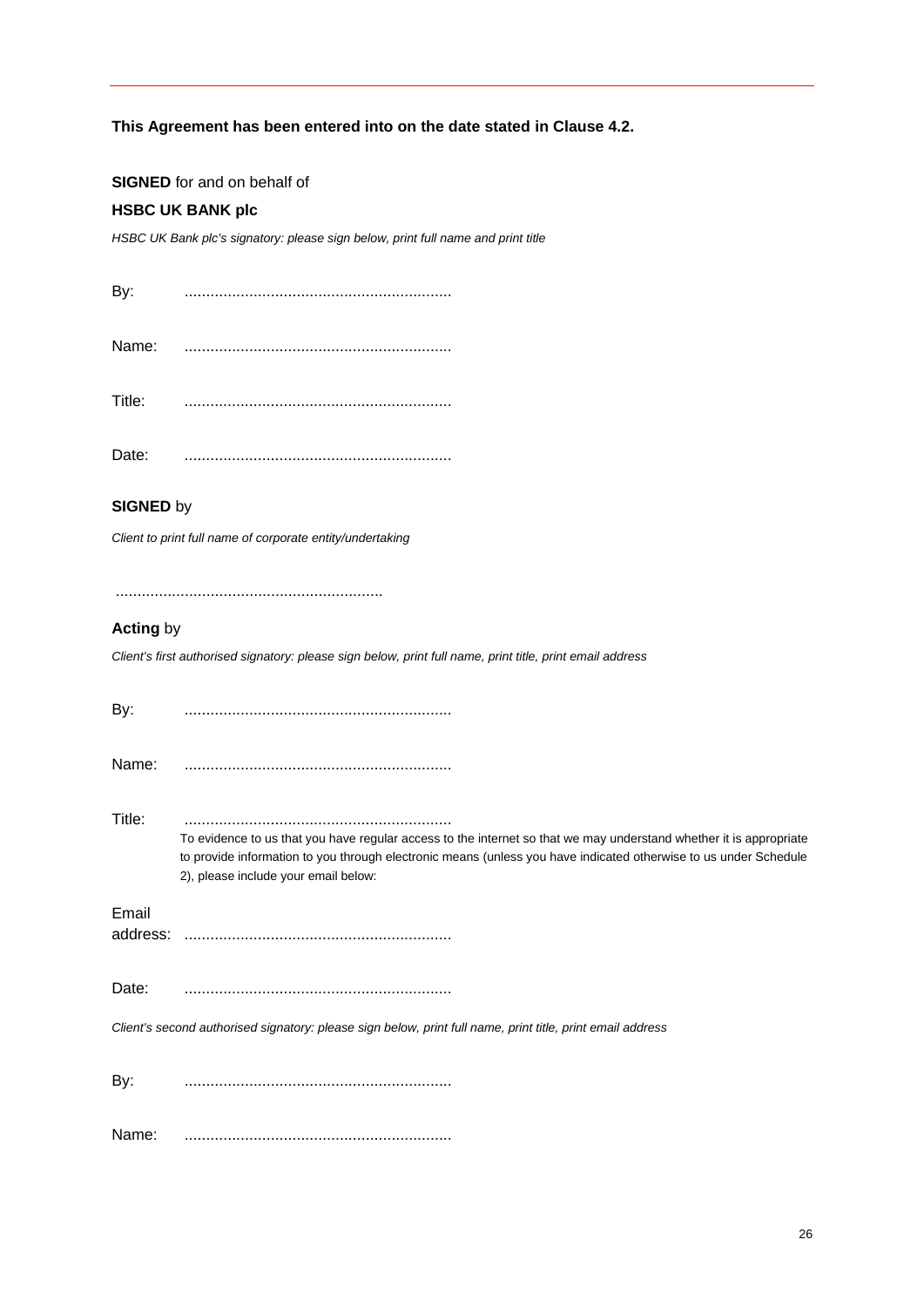**This Agreement has been entered into on the date stated in Clause 4.2.**

**SIGNED** for and on behalf of

**HSBC UK BANK plc**

*HSBC UK Bank plc's signatory: please sign below, print full name and print title*

By: .............................................................

Name: .............................................................

Title: .............................................................

Date: .............................................................

**SIGNED** by

*Client to print full name of corporate entity/undertaking*

.............................................................

**Acting** by

*Client's first authorised signatory: please sign below, print full name, print title, print email address*

By: .............................................................

Name: .............................................................

Title: .............................................................

To evidence to us that you have regular access to the internet so that we may understand whether it is appropriate to provide information to you through electronic means (unless you have indicated otherwise to us under Schedule 2), please include your email below:

Email address: .............................................................

Date: .............................................................

*Client's second authorised signatory: please sign below, print full name, print title, print email address*

By: .............................................................

Name: .............................................................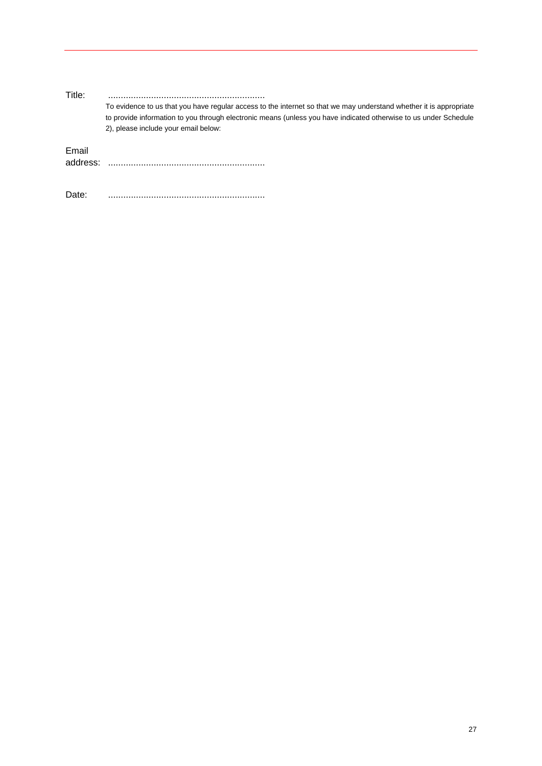Title: .............................................................

To evidence to us that you have regular access to the internet so that we may understand whether it is appropriate to provide information to you through electronic means (unless you have indicated otherwise to us under Schedule 2), please include your email below:

Email address: .............................................................

Date: .............................................................